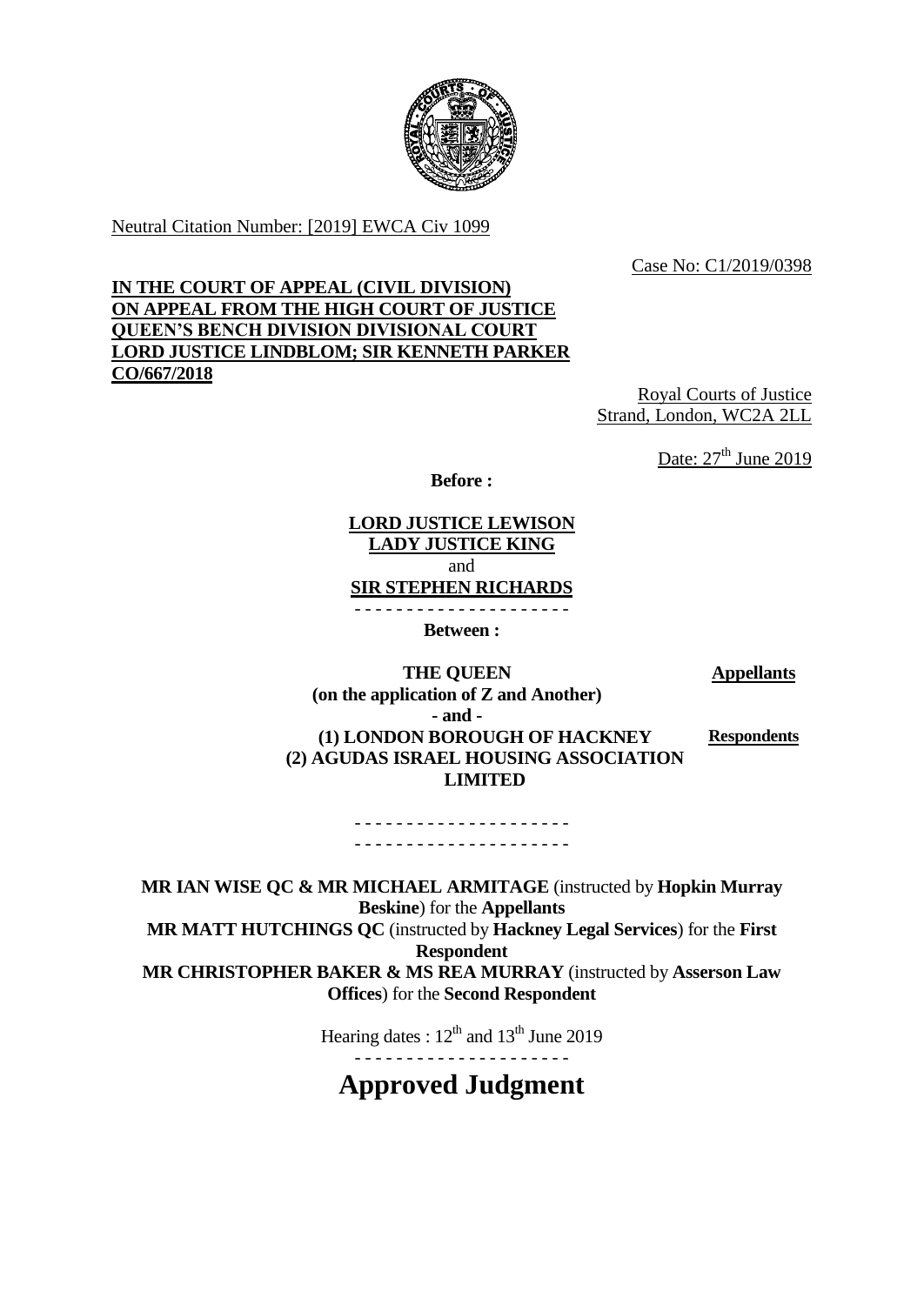Neutral Citation Number: [2019] EWCA Civ 1099

Case No: C1/2019/0398

**IN THE COURT OF APPEAL (CIVIL DIVISION)**
**ON APPEAL FROM THE HIGH COURT OF JUSTICE**
**QUEEN'S BENCH DIVISION DIVISIONAL COURT**
**LORD JUSTICE LINDBLOM; SIR KENNETH PARKER**
**CO/667/2018**

Royal Courts of Justice
Strand, London, WC2A 2LL

Date: 27th June 2019

**Before :**

**LORD JUSTICE LEWISON**
**LADY JUSTICE KING**
and
**SIR STEPHEN RICHARDS**

- - - - - - - - - - - - - - - - - - - - -

**Between :**

| | |
|---|---|
| **THE QUEEN (on the application of Z and Another)** | **Appellants** |
| **- and -** | |
| **(1) LONDON BOROUGH OF HACKNEY (2) AGUDAS ISRAEL HOUSING ASSOCIATION LIMITED** | **Respondents** |

- - - - - - - - - - - - - - - - - - - - -
- - - - - - - - - - - - - - - - - - - - -

**MR IAN WISE QC & MR MICHAEL ARMITAGE** (instructed by **Hopkin Murray Beskine**) for the **Appellants**
**MR MATT HUTCHINGS QC** (instructed by **Hackney Legal Services**) for the **First Respondent**
**MR CHRISTOPHER BAKER & MS REA MURRAY** (instructed by **Asserson Law Offices**) for the **Second Respondent**

Hearing dates : 12th and 13th June 2019

- - - - - - - - - - - - - - - - - - - - -

# Approved Judgment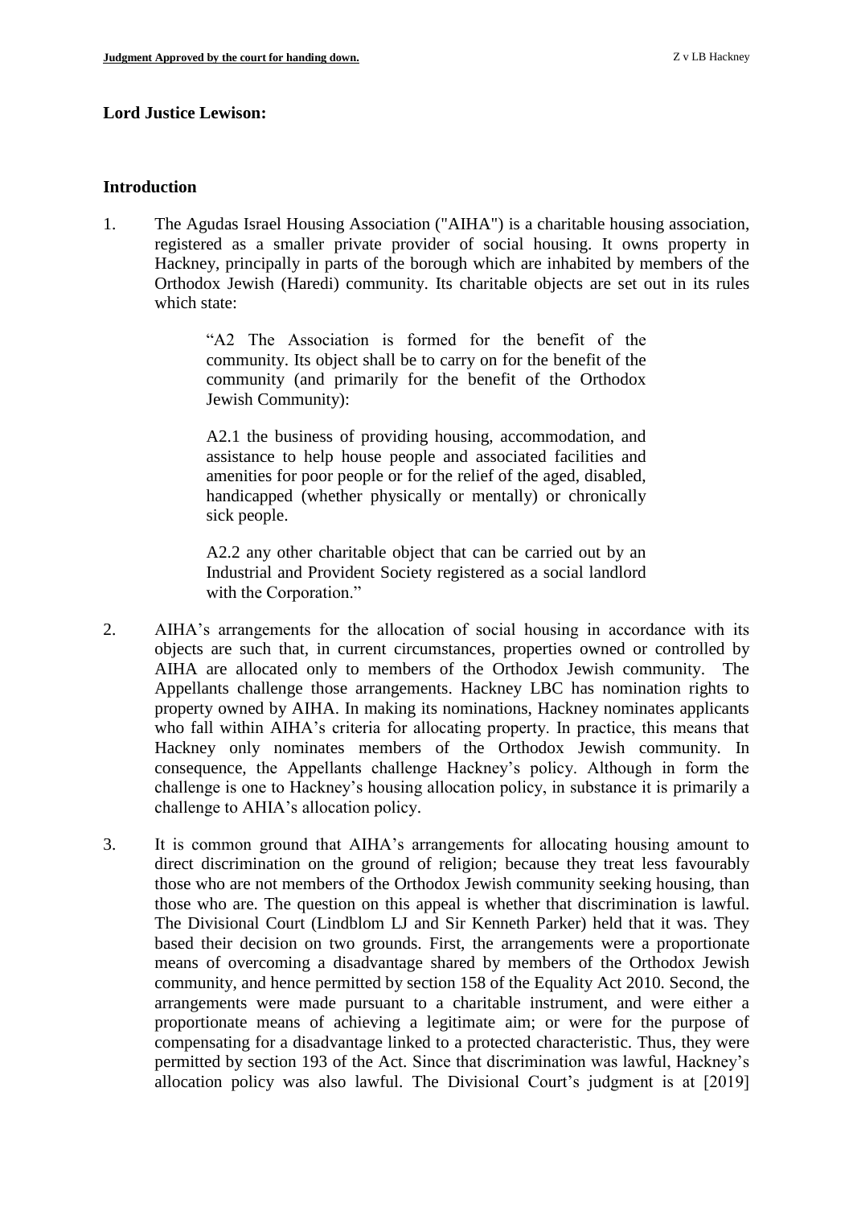**Lord Justice Lewison:**

## Introduction

1. The Agudas Israel Housing Association ("AIHA") is a charitable housing association, registered as a smaller private provider of social housing. It owns property in Hackney, principally in parts of the borough which are inhabited by members of the Orthodox Jewish (Haredi) community. Its charitable objects are set out in its rules which state:

   > "A2 The Association is formed for the benefit of the community. Its object shall be to carry on for the benefit of the community (and primarily for the benefit of the Orthodox Jewish Community):
   >
   > A2.1 the business of providing housing, accommodation, and assistance to help house people and associated facilities and amenities for poor people or for the relief of the aged, disabled, handicapped (whether physically or mentally) or chronically sick people.
   >
   > A2.2 any other charitable object that can be carried out by an Industrial and Provident Society registered as a social landlord with the Corporation."

2. AIHA's arrangements for the allocation of social housing in accordance with its objects are such that, in current circumstances, properties owned or controlled by AIHA are allocated only to members of the Orthodox Jewish community. The Appellants challenge those arrangements. Hackney LBC has nomination rights to property owned by AIHA. In making its nominations, Hackney nominates applicants who fall within AIHA's criteria for allocating property. In practice, this means that Hackney only nominates members of the Orthodox Jewish community. In consequence, the Appellants challenge Hackney's policy. Although in form the challenge is one to Hackney's housing allocation policy, in substance it is primarily a challenge to AHIA's allocation policy.

3. It is common ground that AIHA's arrangements for allocating housing amount to direct discrimination on the ground of religion; because they treat less favourably those who are not members of the Orthodox Jewish community seeking housing, than those who are. The question on this appeal is whether that discrimination is lawful. The Divisional Court (Lindblom LJ and Sir Kenneth Parker) held that it was. They based their decision on two grounds. First, the arrangements were a proportionate means of overcoming a disadvantage shared by members of the Orthodox Jewish community, and hence permitted by section 158 of the Equality Act 2010. Second, the arrangements were made pursuant to a charitable instrument, and were either a proportionate means of achieving a legitimate aim; or were for the purpose of compensating for a disadvantage linked to a protected characteristic. Thus, they were permitted by section 193 of the Act. Since that discrimination was lawful, Hackney's allocation policy was also lawful. The Divisional Court's judgment is at [2019]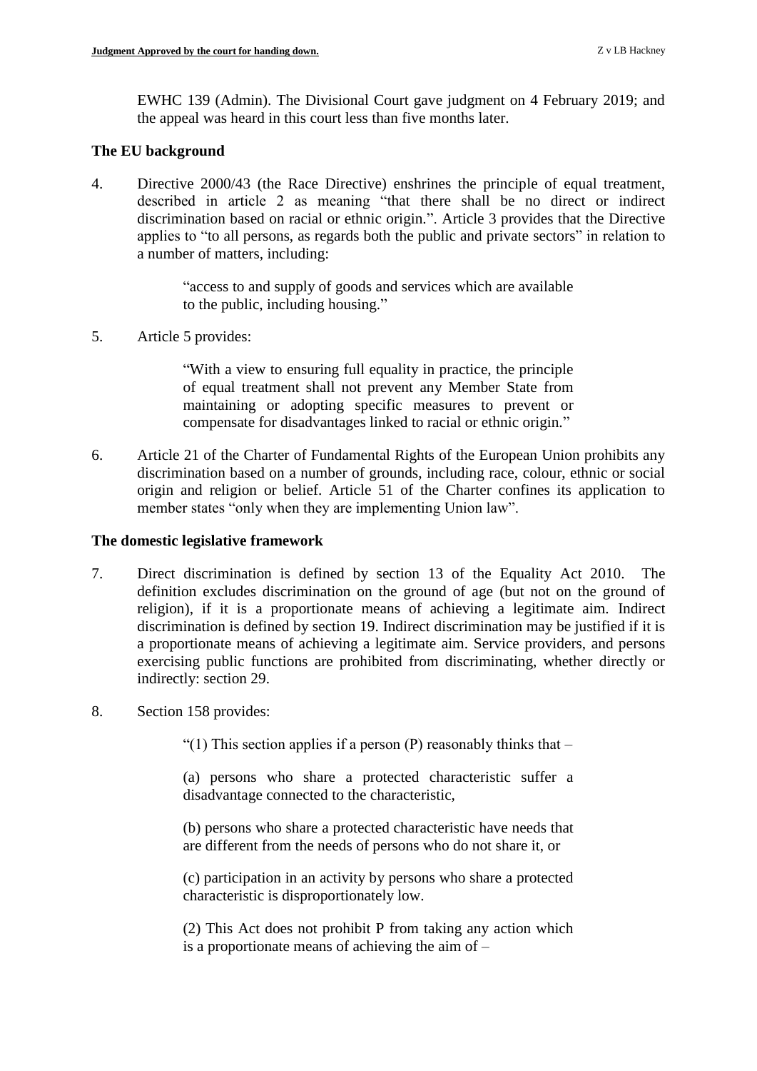EWHC 139 (Admin). The Divisional Court gave judgment on 4 February 2019; and the appeal was heard in this court less than five months later.

### The EU background

4. Directive 2000/43 (the Race Directive) enshrines the principle of equal treatment, described in article 2 as meaning "that there shall be no direct or indirect discrimination based on racial or ethnic origin.". Article 3 provides that the Directive applies to "to all persons, as regards both the public and private sectors" in relation to a number of matters, including:

> "access to and supply of goods and services which are available to the public, including housing."

5. Article 5 provides:

> "With a view to ensuring full equality in practice, the principle of equal treatment shall not prevent any Member State from maintaining or adopting specific measures to prevent or compensate for disadvantages linked to racial or ethnic origin."

6. Article 21 of the Charter of Fundamental Rights of the European Union prohibits any discrimination based on a number of grounds, including race, colour, ethnic or social origin and religion or belief. Article 51 of the Charter confines its application to member states "only when they are implementing Union law".

### The domestic legislative framework

7. Direct discrimination is defined by section 13 of the Equality Act 2010. The definition excludes discrimination on the ground of age (but not on the ground of religion), if it is a proportionate means of achieving a legitimate aim. Indirect discrimination is defined by section 19. Indirect discrimination may be justified if it is a proportionate means of achieving a legitimate aim. Service providers, and persons exercising public functions are prohibited from discriminating, whether directly or indirectly: section 29.

8. Section 158 provides:

> "(1) This section applies if a person (P) reasonably thinks that –
>
> (a) persons who share a protected characteristic suffer a disadvantage connected to the characteristic,
>
> (b) persons who share a protected characteristic have needs that are different from the needs of persons who do not share it, or
>
> (c) participation in an activity by persons who share a protected characteristic is disproportionately low.
>
> (2) This Act does not prohibit P from taking any action which is a proportionate means of achieving the aim of –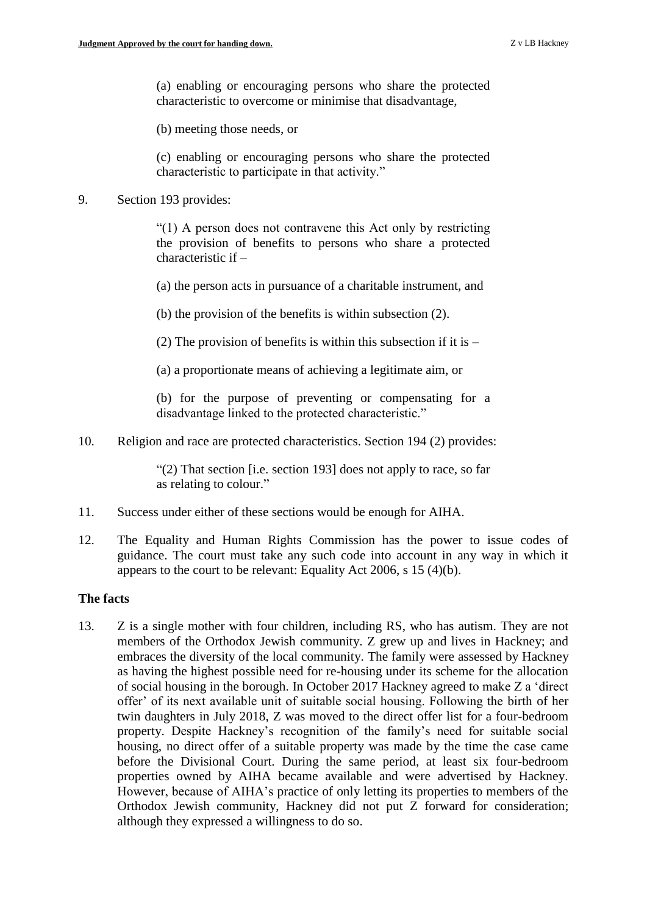(a) enabling or encouraging persons who share the protected characteristic to overcome or minimise that disadvantage,

(b) meeting those needs, or

(c) enabling or encouraging persons who share the protected characteristic to participate in that activity."

9. Section 193 provides:

> "(1) A person does not contravene this Act only by restricting the provision of benefits to persons who share a protected characteristic if –
>
> (a) the person acts in pursuance of a charitable instrument, and
>
> (b) the provision of the benefits is within subsection (2).
>
> (2) The provision of benefits is within this subsection if it is –
>
> (a) a proportionate means of achieving a legitimate aim, or
>
> (b) for the purpose of preventing or compensating for a disadvantage linked to the protected characteristic."

10. Religion and race are protected characteristics. Section 194 (2) provides:

> "(2) That section [i.e. section 193] does not apply to race, so far as relating to colour."

11. Success under either of these sections would be enough for AIHA.

12. The Equality and Human Rights Commission has the power to issue codes of guidance. The court must take any such code into account in any way in which it appears to the court to be relevant: Equality Act 2006, s 15 (4)(b).

## The facts

13. Z is a single mother with four children, including RS, who has autism. They are not members of the Orthodox Jewish community. Z grew up and lives in Hackney; and embraces the diversity of the local community. The family were assessed by Hackney as having the highest possible need for re-housing under its scheme for the allocation of social housing in the borough. In October 2017 Hackney agreed to make Z a 'direct offer' of its next available unit of suitable social housing. Following the birth of her twin daughters in July 2018, Z was moved to the direct offer list for a four-bedroom property. Despite Hackney's recognition of the family's need for suitable social housing, no direct offer of a suitable property was made by the time the case came before the Divisional Court. During the same period, at least six four-bedroom properties owned by AIHA became available and were advertised by Hackney. However, because of AIHA's practice of only letting its properties to members of the Orthodox Jewish community, Hackney did not put Z forward for consideration; although they expressed a willingness to do so.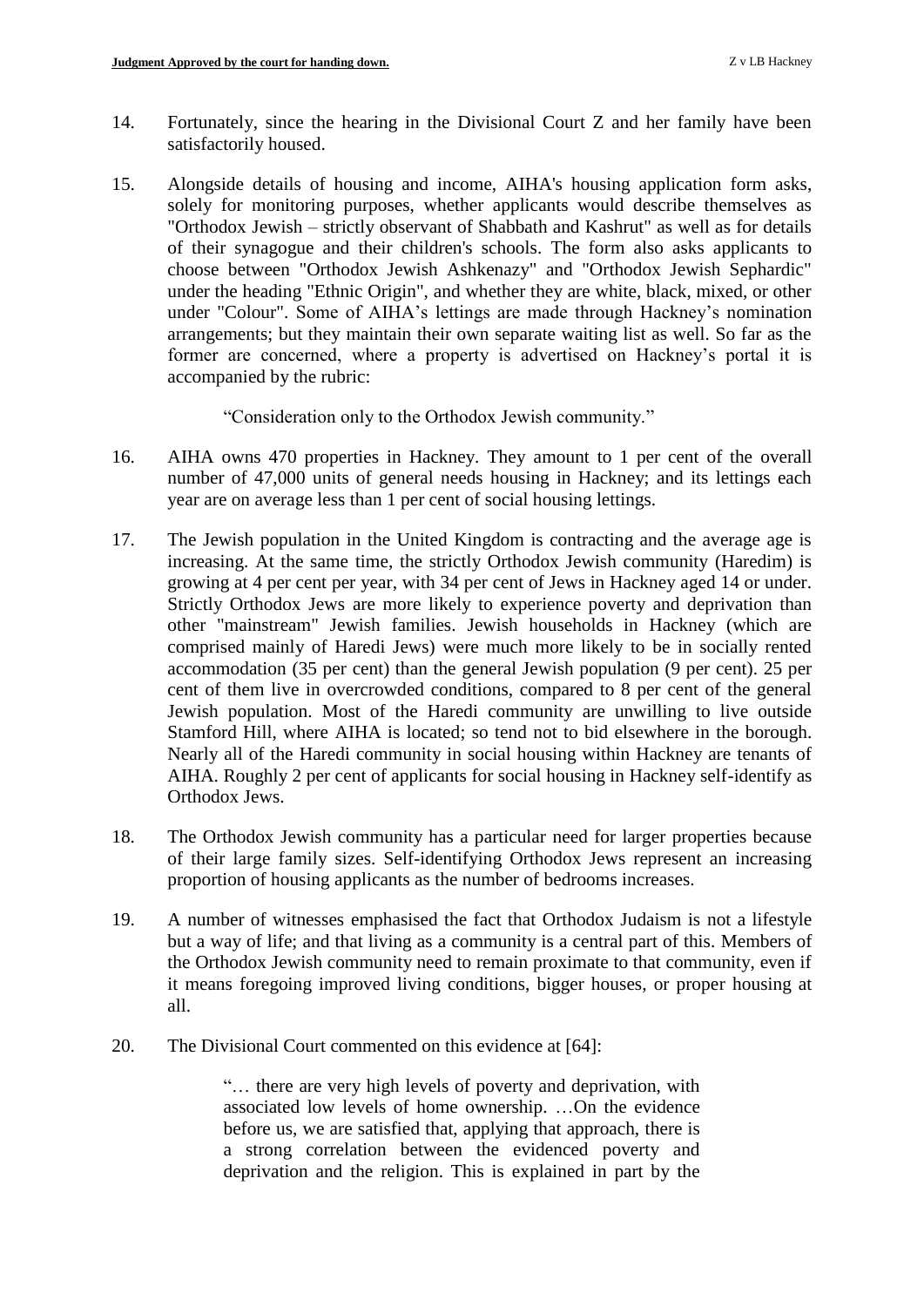14. Fortunately, since the hearing in the Divisional Court Z and her family have been satisfactorily housed.

15. Alongside details of housing and income, AIHA's housing application form asks, solely for monitoring purposes, whether applicants would describe themselves as "Orthodox Jewish – strictly observant of Shabbath and Kashrut" as well as for details of their synagogue and their children's schools. The form also asks applicants to choose between "Orthodox Jewish Ashkenazy" and "Orthodox Jewish Sephardic" under the heading "Ethnic Origin", and whether they are white, black, mixed, or other under "Colour". Some of AIHA's lettings are made through Hackney's nomination arrangements; but they maintain their own separate waiting list as well. So far as the former are concerned, where a property is advertised on Hackney's portal it is accompanied by the rubric:

> "Consideration only to the Orthodox Jewish community."

16. AIHA owns 470 properties in Hackney. They amount to 1 per cent of the overall number of 47,000 units of general needs housing in Hackney; and its lettings each year are on average less than 1 per cent of social housing lettings.

17. The Jewish population in the United Kingdom is contracting and the average age is increasing. At the same time, the strictly Orthodox Jewish community (Haredim) is growing at 4 per cent per year, with 34 per cent of Jews in Hackney aged 14 or under. Strictly Orthodox Jews are more likely to experience poverty and deprivation than other "mainstream" Jewish families. Jewish households in Hackney (which are comprised mainly of Haredi Jews) were much more likely to be in socially rented accommodation (35 per cent) than the general Jewish population (9 per cent). 25 per cent of them live in overcrowded conditions, compared to 8 per cent of the general Jewish population. Most of the Haredi community are unwilling to live outside Stamford Hill, where AIHA is located; so tend not to bid elsewhere in the borough. Nearly all of the Haredi community in social housing within Hackney are tenants of AIHA. Roughly 2 per cent of applicants for social housing in Hackney self-identify as Orthodox Jews.

18. The Orthodox Jewish community has a particular need for larger properties because of their large family sizes. Self-identifying Orthodox Jews represent an increasing proportion of housing applicants as the number of bedrooms increases.

19. A number of witnesses emphasised the fact that Orthodox Judaism is not a lifestyle but a way of life; and that living as a community is a central part of this. Members of the Orthodox Jewish community need to remain proximate to that community, even if it means foregoing improved living conditions, bigger houses, or proper housing at all.

20. The Divisional Court commented on this evidence at [64]:

> "… there are very high levels of poverty and deprivation, with associated low levels of home ownership. …On the evidence before us, we are satisfied that, applying that approach, there is a strong correlation between the evidenced poverty and deprivation and the religion. This is explained in part by the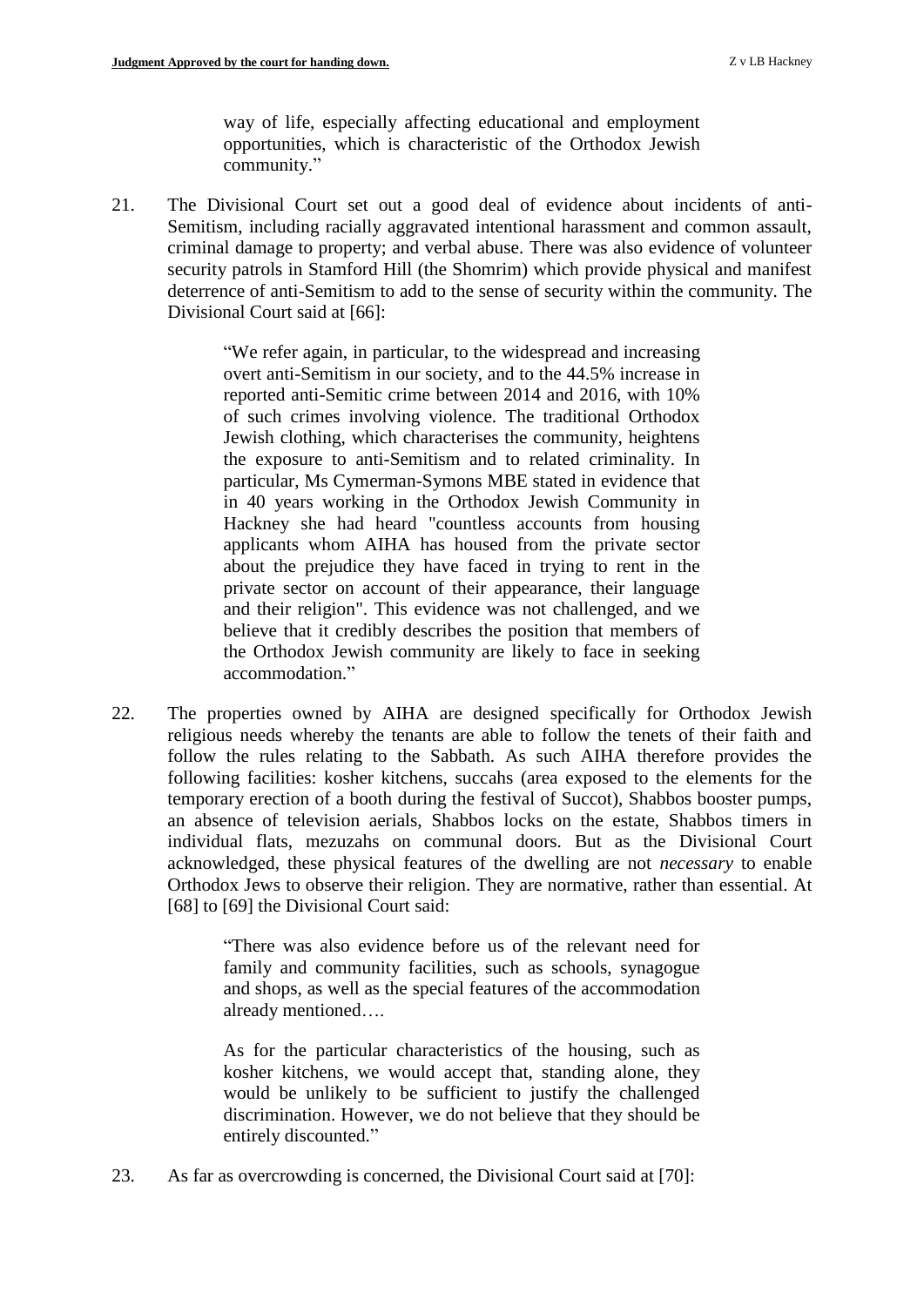way of life, especially affecting educational and employment opportunities, which is characteristic of the Orthodox Jewish community."

21. The Divisional Court set out a good deal of evidence about incidents of anti-Semitism, including racially aggravated intentional harassment and common assault, criminal damage to property; and verbal abuse. There was also evidence of volunteer security patrols in Stamford Hill (the Shomrim) which provide physical and manifest deterrence of anti-Semitism to add to the sense of security within the community. The Divisional Court said at [66]:

> "We refer again, in particular, to the widespread and increasing overt anti-Semitism in our society, and to the 44.5% increase in reported anti-Semitic crime between 2014 and 2016, with 10% of such crimes involving violence. The traditional Orthodox Jewish clothing, which characterises the community, heightens the exposure to anti-Semitism and to related criminality. In particular, Ms Cymerman-Symons MBE stated in evidence that in 40 years working in the Orthodox Jewish Community in Hackney she had heard "countless accounts from housing applicants whom AIHA has housed from the private sector about the prejudice they have faced in trying to rent in the private sector on account of their appearance, their language and their religion". This evidence was not challenged, and we believe that it credibly describes the position that members of the Orthodox Jewish community are likely to face in seeking accommodation."

22. The properties owned by AIHA are designed specifically for Orthodox Jewish religious needs whereby the tenants are able to follow the tenets of their faith and follow the rules relating to the Sabbath. As such AIHA therefore provides the following facilities: kosher kitchens, succahs (area exposed to the elements for the temporary erection of a booth during the festival of Succot), Shabbos booster pumps, an absence of television aerials, Shabbos locks on the estate, Shabbos timers in individual flats, mezuzahs on communal doors. But as the Divisional Court acknowledged, these physical features of the dwelling are not *necessary* to enable Orthodox Jews to observe their religion. They are normative, rather than essential. At [68] to [69] the Divisional Court said:

> "There was also evidence before us of the relevant need for family and community facilities, such as schools, synagogue and shops, as well as the special features of the accommodation already mentioned….
>
> As for the particular characteristics of the housing, such as kosher kitchens, we would accept that, standing alone, they would be unlikely to be sufficient to justify the challenged discrimination. However, we do not believe that they should be entirely discounted."

23. As far as overcrowding is concerned, the Divisional Court said at [70]: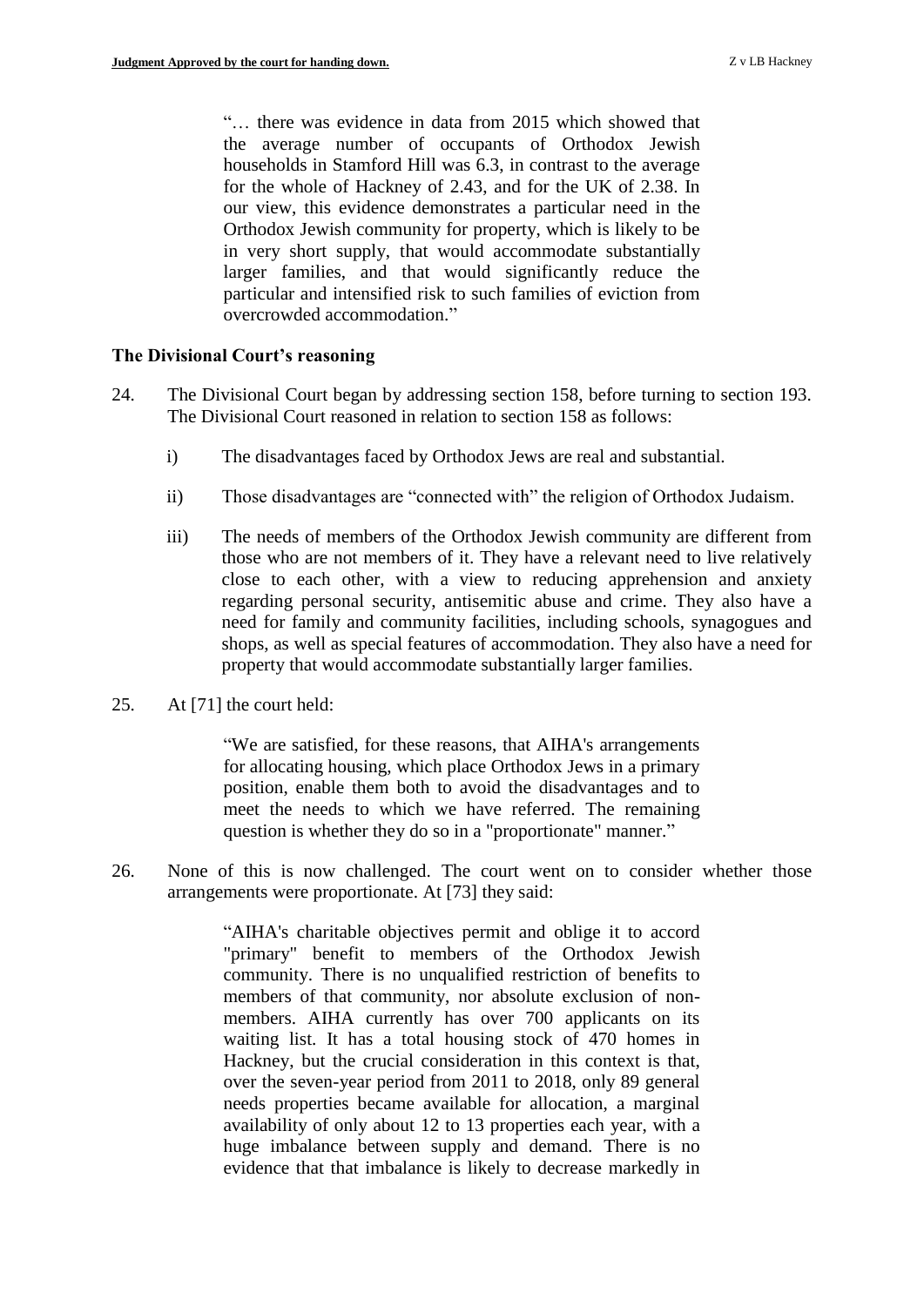> "… there was evidence in data from 2015 which showed that the average number of occupants of Orthodox Jewish households in Stamford Hill was 6.3, in contrast to the average for the whole of Hackney of 2.43, and for the UK of 2.38. In our view, this evidence demonstrates a particular need in the Orthodox Jewish community for property, which is likely to be in very short supply, that would accommodate substantially larger families, and that would significantly reduce the particular and intensified risk to such families of eviction from overcrowded accommodation."

## The Divisional Court's reasoning

24. The Divisional Court began by addressing section 158, before turning to section 193. The Divisional Court reasoned in relation to section 158 as follows:

    i) The disadvantages faced by Orthodox Jews are real and substantial.

    ii) Those disadvantages are "connected with" the religion of Orthodox Judaism.

    iii) The needs of members of the Orthodox Jewish community are different from those who are not members of it. They have a relevant need to live relatively close to each other, with a view to reducing apprehension and anxiety regarding personal security, antisemitic abuse and crime. They also have a need for family and community facilities, including schools, synagogues and shops, as well as special features of accommodation. They also have a need for property that would accommodate substantially larger families.

25. At [71] the court held:

    > "We are satisfied, for these reasons, that AIHA's arrangements for allocating housing, which place Orthodox Jews in a primary position, enable them both to avoid the disadvantages and to meet the needs to which we have referred. The remaining question is whether they do so in a "proportionate" manner."

26. None of this is now challenged. The court went on to consider whether those arrangements were proportionate. At [73] they said:

    > "AIHA's charitable objectives permit and oblige it to accord "primary" benefit to members of the Orthodox Jewish community. There is no unqualified restriction of benefits to members of that community, nor absolute exclusion of non-members. AIHA currently has over 700 applicants on its waiting list. It has a total housing stock of 470 homes in Hackney, but the crucial consideration in this context is that, over the seven-year period from 2011 to 2018, only 89 general needs properties became available for allocation, a marginal availability of only about 12 to 13 properties each year, with a huge imbalance between supply and demand. There is no evidence that that imbalance is likely to decrease markedly in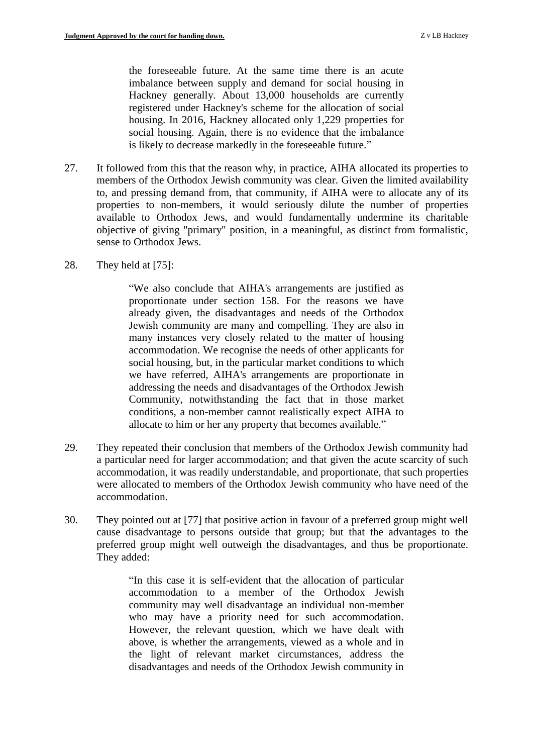> the foreseeable future. At the same time there is an acute imbalance between supply and demand for social housing in Hackney generally. About 13,000 households are currently registered under Hackney's scheme for the allocation of social housing. In 2016, Hackney allocated only 1,229 properties for social housing. Again, there is no evidence that the imbalance is likely to decrease markedly in the foreseeable future."

27. It followed from this that the reason why, in practice, AIHA allocated its properties to members of the Orthodox Jewish community was clear. Given the limited availability to, and pressing demand from, that community, if AIHA were to allocate any of its properties to non-members, it would seriously dilute the number of properties available to Orthodox Jews, and would fundamentally undermine its charitable objective of giving "primary" position, in a meaningful, as distinct from formalistic, sense to Orthodox Jews.

28. They held at [75]:

> "We also conclude that AIHA's arrangements are justified as proportionate under section 158. For the reasons we have already given, the disadvantages and needs of the Orthodox Jewish community are many and compelling. They are also in many instances very closely related to the matter of housing accommodation. We recognise the needs of other applicants for social housing, but, in the particular market conditions to which we have referred, AIHA's arrangements are proportionate in addressing the needs and disadvantages of the Orthodox Jewish Community, notwithstanding the fact that in those market conditions, a non-member cannot realistically expect AIHA to allocate to him or her any property that becomes available."

29. They repeated their conclusion that members of the Orthodox Jewish community had a particular need for larger accommodation; and that given the acute scarcity of such accommodation, it was readily understandable, and proportionate, that such properties were allocated to members of the Orthodox Jewish community who have need of the accommodation.

30. They pointed out at [77] that positive action in favour of a preferred group might well cause disadvantage to persons outside that group; but that the advantages to the preferred group might well outweigh the disadvantages, and thus be proportionate. They added:

> "In this case it is self-evident that the allocation of particular accommodation to a member of the Orthodox Jewish community may well disadvantage an individual non-member who may have a priority need for such accommodation. However, the relevant question, which we have dealt with above, is whether the arrangements, viewed as a whole and in the light of relevant market circumstances, address the disadvantages and needs of the Orthodox Jewish community in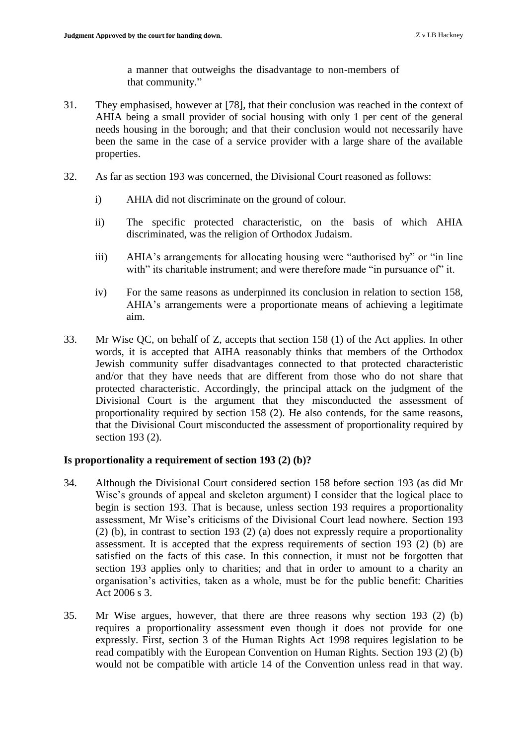a manner that outweighs the disadvantage to non-members of that community."

31. They emphasised, however at [78], that their conclusion was reached in the context of AHIA being a small provider of social housing with only 1 per cent of the general needs housing in the borough; and that their conclusion would not necessarily have been the same in the case of a service provider with a large share of the available properties.

32. As far as section 193 was concerned, the Divisional Court reasoned as follows:

    i) AHIA did not discriminate on the ground of colour.

    ii) The specific protected characteristic, on the basis of which AHIA discriminated, was the religion of Orthodox Judaism.

    iii) AHIA's arrangements for allocating housing were "authorised by" or "in line with" its charitable instrument; and were therefore made "in pursuance of" it.

    iv) For the same reasons as underpinned its conclusion in relation to section 158, AHIA's arrangements were a proportionate means of achieving a legitimate aim.

33. Mr Wise QC, on behalf of Z, accepts that section 158 (1) of the Act applies. In other words, it is accepted that AIHA reasonably thinks that members of the Orthodox Jewish community suffer disadvantages connected to that protected characteristic and/or that they have needs that are different from those who do not share that protected characteristic. Accordingly, the principal attack on the judgment of the Divisional Court is the argument that they misconducted the assessment of proportionality required by section 158 (2). He also contends, for the same reasons, that the Divisional Court misconducted the assessment of proportionality required by section 193 (2).

### Is proportionality a requirement of section 193 (2) (b)?

34. Although the Divisional Court considered section 158 before section 193 (as did Mr Wise's grounds of appeal and skeleton argument) I consider that the logical place to begin is section 193. That is because, unless section 193 requires a proportionality assessment, Mr Wise's criticisms of the Divisional Court lead nowhere. Section 193 (2) (b), in contrast to section 193 (2) (a) does not expressly require a proportionality assessment. It is accepted that the express requirements of section 193 (2) (b) are satisfied on the facts of this case. In this connection, it must not be forgotten that section 193 applies only to charities; and that in order to amount to a charity an organisation's activities, taken as a whole, must be for the public benefit: Charities Act 2006 s 3.

35. Mr Wise argues, however, that there are three reasons why section 193 (2) (b) requires a proportionality assessment even though it does not provide for one expressly. First, section 3 of the Human Rights Act 1998 requires legislation to be read compatibly with the European Convention on Human Rights. Section 193 (2) (b) would not be compatible with article 14 of the Convention unless read in that way.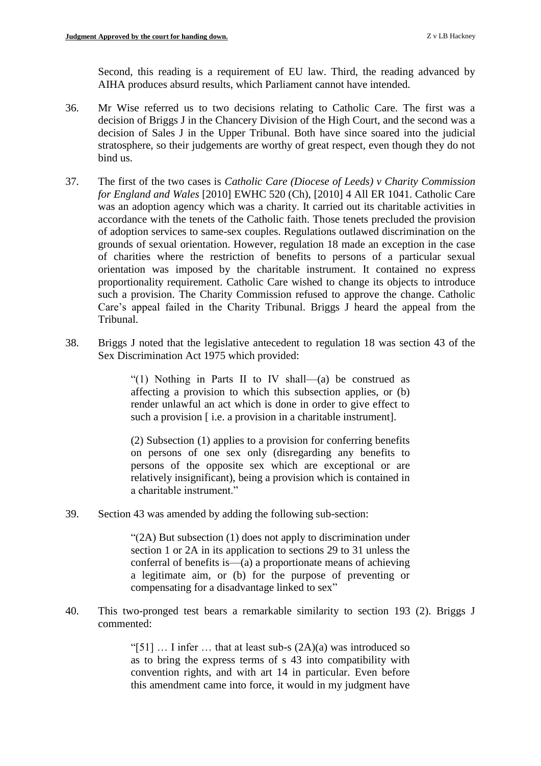Second, this reading is a requirement of EU law. Third, the reading advanced by AIHA produces absurd results, which Parliament cannot have intended.

36. Mr Wise referred us to two decisions relating to Catholic Care. The first was a decision of Briggs J in the Chancery Division of the High Court, and the second was a decision of Sales J in the Upper Tribunal. Both have since soared into the judicial stratosphere, so their judgements are worthy of great respect, even though they do not bind us.

37. The first of the two cases is *Catholic Care (Diocese of Leeds) v Charity Commission for England and Wales* [2010] EWHC 520 (Ch), [2010] 4 All ER 1041. Catholic Care was an adoption agency which was a charity. It carried out its charitable activities in accordance with the tenets of the Catholic faith. Those tenets precluded the provision of adoption services to same-sex couples. Regulations outlawed discrimination on the grounds of sexual orientation. However, regulation 18 made an exception in the case of charities where the restriction of benefits to persons of a particular sexual orientation was imposed by the charitable instrument. It contained no express proportionality requirement. Catholic Care wished to change its objects to introduce such a provision. The Charity Commission refused to approve the change. Catholic Care's appeal failed in the Charity Tribunal. Briggs J heard the appeal from the Tribunal.

38. Briggs J noted that the legislative antecedent to regulation 18 was section 43 of the Sex Discrimination Act 1975 which provided:

> "(1) Nothing in Parts II to IV shall—(a) be construed as affecting a provision to which this subsection applies, or (b) render unlawful an act which is done in order to give effect to such a provision [ i.e. a provision in a charitable instrument].
>
> (2) Subsection (1) applies to a provision for conferring benefits on persons of one sex only (disregarding any benefits to persons of the opposite sex which are exceptional or are relatively insignificant), being a provision which is contained in a charitable instrument."

39. Section 43 was amended by adding the following sub-section:

> "(2A) But subsection (1) does not apply to discrimination under section 1 or 2A in its application to sections 29 to 31 unless the conferral of benefits is—(a) a proportionate means of achieving a legitimate aim, or (b) for the purpose of preventing or compensating for a disadvantage linked to sex"

40. This two-pronged test bears a remarkable similarity to section 193 (2). Briggs J commented:

> "[51] … I infer … that at least sub-s (2A)(a) was introduced so as to bring the express terms of s 43 into compatibility with convention rights, and with art 14 in particular. Even before this amendment came into force, it would in my judgment have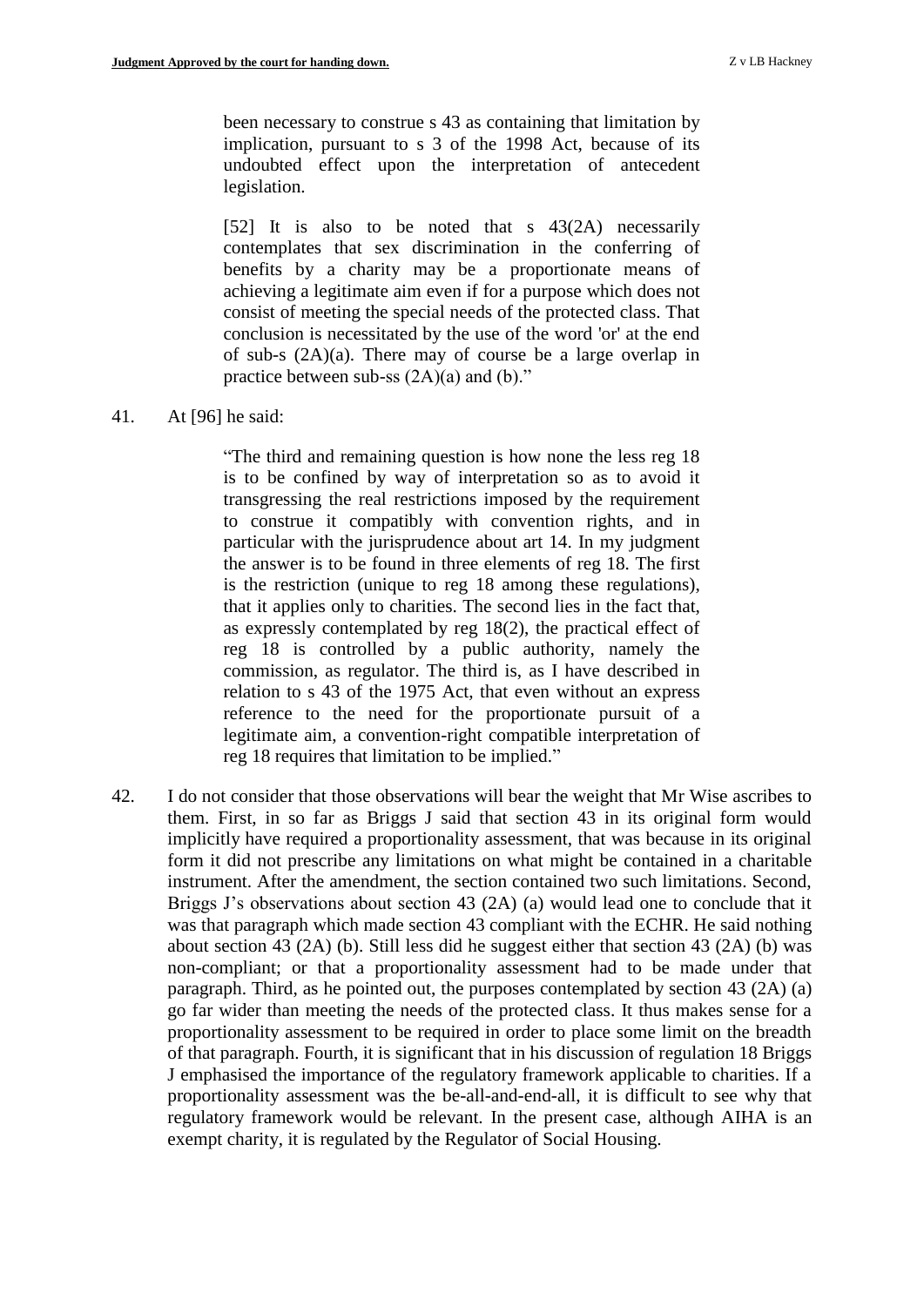> been necessary to construe s 43 as containing that limitation by implication, pursuant to s 3 of the 1998 Act, because of its undoubted effect upon the interpretation of antecedent legislation.
>
> [52] It is also to be noted that s 43(2A) necessarily contemplates that sex discrimination in the conferring of benefits by a charity may be a proportionate means of achieving a legitimate aim even if for a purpose which does not consist of meeting the special needs of the protected class. That conclusion is necessitated by the use of the word 'or' at the end of sub-s (2A)(a). There may of course be a large overlap in practice between sub-ss (2A)(a) and (b)."

41. At [96] he said:

> "The third and remaining question is how none the less reg 18 is to be confined by way of interpretation so as to avoid it transgressing the real restrictions imposed by the requirement to construe it compatibly with convention rights, and in particular with the jurisprudence about art 14. In my judgment the answer is to be found in three elements of reg 18. The first is the restriction (unique to reg 18 among these regulations), that it applies only to charities. The second lies in the fact that, as expressly contemplated by reg 18(2), the practical effect of reg 18 is controlled by a public authority, namely the commission, as regulator. The third is, as I have described in relation to s 43 of the 1975 Act, that even without an express reference to the need for the proportionate pursuit of a legitimate aim, a convention-right compatible interpretation of reg 18 requires that limitation to be implied."

42. I do not consider that those observations will bear the weight that Mr Wise ascribes to them. First, in so far as Briggs J said that section 43 in its original form would implicitly have required a proportionality assessment, that was because in its original form it did not prescribe any limitations on what might be contained in a charitable instrument. After the amendment, the section contained two such limitations. Second, Briggs J's observations about section 43 (2A) (a) would lead one to conclude that it was that paragraph which made section 43 compliant with the ECHR. He said nothing about section 43 (2A) (b). Still less did he suggest either that section 43 (2A) (b) was non-compliant; or that a proportionality assessment had to be made under that paragraph. Third, as he pointed out, the purposes contemplated by section 43 (2A) (a) go far wider than meeting the needs of the protected class. It thus makes sense for a proportionality assessment to be required in order to place some limit on the breadth of that paragraph. Fourth, it is significant that in his discussion of regulation 18 Briggs J emphasised the importance of the regulatory framework applicable to charities. If a proportionality assessment was the be-all-and-end-all, it is difficult to see why that regulatory framework would be relevant. In the present case, although AIHA is an exempt charity, it is regulated by the Regulator of Social Housing.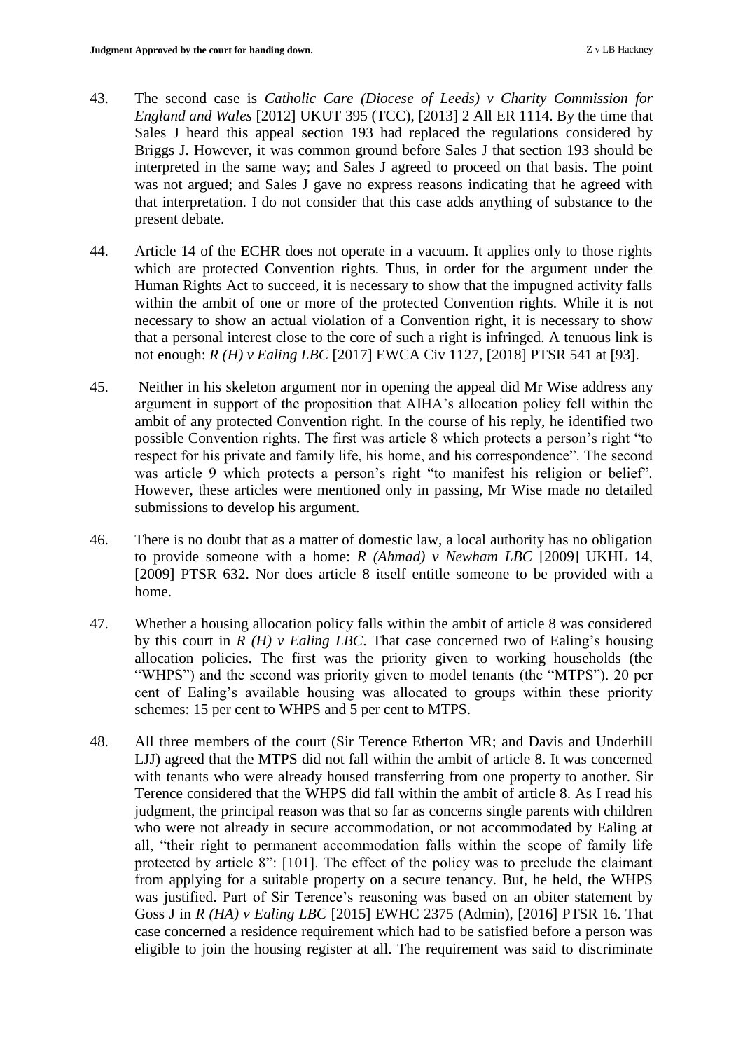43. The second case is *Catholic Care (Diocese of Leeds) v Charity Commission for England and Wales* [2012] UKUT 395 (TCC), [2013] 2 All ER 1114. By the time that Sales J heard this appeal section 193 had replaced the regulations considered by Briggs J. However, it was common ground before Sales J that section 193 should be interpreted in the same way; and Sales J agreed to proceed on that basis. The point was not argued; and Sales J gave no express reasons indicating that he agreed with that interpretation. I do not consider that this case adds anything of substance to the present debate.

44. Article 14 of the ECHR does not operate in a vacuum. It applies only to those rights which are protected Convention rights. Thus, in order for the argument under the Human Rights Act to succeed, it is necessary to show that the impugned activity falls within the ambit of one or more of the protected Convention rights. While it is not necessary to show an actual violation of a Convention right, it is necessary to show that a personal interest close to the core of such a right is infringed. A tenuous link is not enough: *R (H) v Ealing LBC* [2017] EWCA Civ 1127, [2018] PTSR 541 at [93].

45. Neither in his skeleton argument nor in opening the appeal did Mr Wise address any argument in support of the proposition that AIHA's allocation policy fell within the ambit of any protected Convention right. In the course of his reply, he identified two possible Convention rights. The first was article 8 which protects a person's right "to respect for his private and family life, his home, and his correspondence". The second was article 9 which protects a person's right "to manifest his religion or belief". However, these articles were mentioned only in passing, Mr Wise made no detailed submissions to develop his argument.

46. There is no doubt that as a matter of domestic law, a local authority has no obligation to provide someone with a home: *R (Ahmad) v Newham LBC* [2009] UKHL 14, [2009] PTSR 632. Nor does article 8 itself entitle someone to be provided with a home.

47. Whether a housing allocation policy falls within the ambit of article 8 was considered by this court in *R (H) v Ealing LBC*. That case concerned two of Ealing's housing allocation policies. The first was the priority given to working households (the "WHPS") and the second was priority given to model tenants (the "MTPS"). 20 per cent of Ealing's available housing was allocated to groups within these priority schemes: 15 per cent to WHPS and 5 per cent to MTPS.

48. All three members of the court (Sir Terence Etherton MR; and Davis and Underhill LJJ) agreed that the MTPS did not fall within the ambit of article 8. It was concerned with tenants who were already housed transferring from one property to another. Sir Terence considered that the WHPS did fall within the ambit of article 8. As I read his judgment, the principal reason was that so far as concerns single parents with children who were not already in secure accommodation, or not accommodated by Ealing at all, "their right to permanent accommodation falls within the scope of family life protected by article 8": [101]. The effect of the policy was to preclude the claimant from applying for a suitable property on a secure tenancy. But, he held, the WHPS was justified. Part of Sir Terence's reasoning was based on an obiter statement by Goss J in *R (HA) v Ealing LBC* [2015] EWHC 2375 (Admin), [2016] PTSR 16. That case concerned a residence requirement which had to be satisfied before a person was eligible to join the housing register at all. The requirement was said to discriminate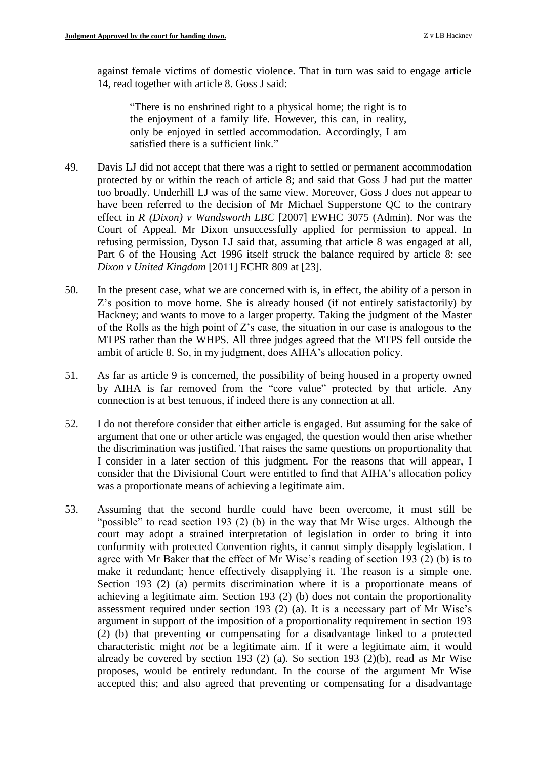against female victims of domestic violence. That in turn was said to engage article 14, read together with article 8. Goss J said:

> "There is no enshrined right to a physical home; the right is to the enjoyment of a family life. However, this can, in reality, only be enjoyed in settled accommodation. Accordingly, I am satisfied there is a sufficient link."

49. Davis LJ did not accept that there was a right to settled or permanent accommodation protected by or within the reach of article 8; and said that Goss J had put the matter too broadly. Underhill LJ was of the same view. Moreover, Goss J does not appear to have been referred to the decision of Mr Michael Supperstone QC to the contrary effect in *R (Dixon) v Wandsworth LBC* [2007] EWHC 3075 (Admin). Nor was the Court of Appeal. Mr Dixon unsuccessfully applied for permission to appeal. In refusing permission, Dyson LJ said that, assuming that article 8 was engaged at all, Part 6 of the Housing Act 1996 itself struck the balance required by article 8: see *Dixon v United Kingdom* [2011] ECHR 809 at [23].

50. In the present case, what we are concerned with is, in effect, the ability of a person in Z's position to move home. She is already housed (if not entirely satisfactorily) by Hackney; and wants to move to a larger property. Taking the judgment of the Master of the Rolls as the high point of Z's case, the situation in our case is analogous to the MTPS rather than the WHPS. All three judges agreed that the MTPS fell outside the ambit of article 8. So, in my judgment, does AIHA's allocation policy.

51. As far as article 9 is concerned, the possibility of being housed in a property owned by AIHA is far removed from the "core value" protected by that article. Any connection is at best tenuous, if indeed there is any connection at all.

52. I do not therefore consider that either article is engaged. But assuming for the sake of argument that one or other article was engaged, the question would then arise whether the discrimination was justified. That raises the same questions on proportionality that I consider in a later section of this judgment. For the reasons that will appear, I consider that the Divisional Court were entitled to find that AIHA's allocation policy was a proportionate means of achieving a legitimate aim.

53. Assuming that the second hurdle could have been overcome, it must still be "possible" to read section 193 (2) (b) in the way that Mr Wise urges. Although the court may adopt a strained interpretation of legislation in order to bring it into conformity with protected Convention rights, it cannot simply disapply legislation. I agree with Mr Baker that the effect of Mr Wise's reading of section 193 (2) (b) is to make it redundant; hence effectively disapplying it. The reason is a simple one. Section 193 (2) (a) permits discrimination where it is a proportionate means of achieving a legitimate aim. Section 193 (2) (b) does not contain the proportionality assessment required under section 193 (2) (a). It is a necessary part of Mr Wise's argument in support of the imposition of a proportionality requirement in section 193 (2) (b) that preventing or compensating for a disadvantage linked to a protected characteristic might *not* be a legitimate aim. If it were a legitimate aim, it would already be covered by section 193 (2) (a). So section 193 (2)(b), read as Mr Wise proposes, would be entirely redundant. In the course of the argument Mr Wise accepted this; and also agreed that preventing or compensating for a disadvantage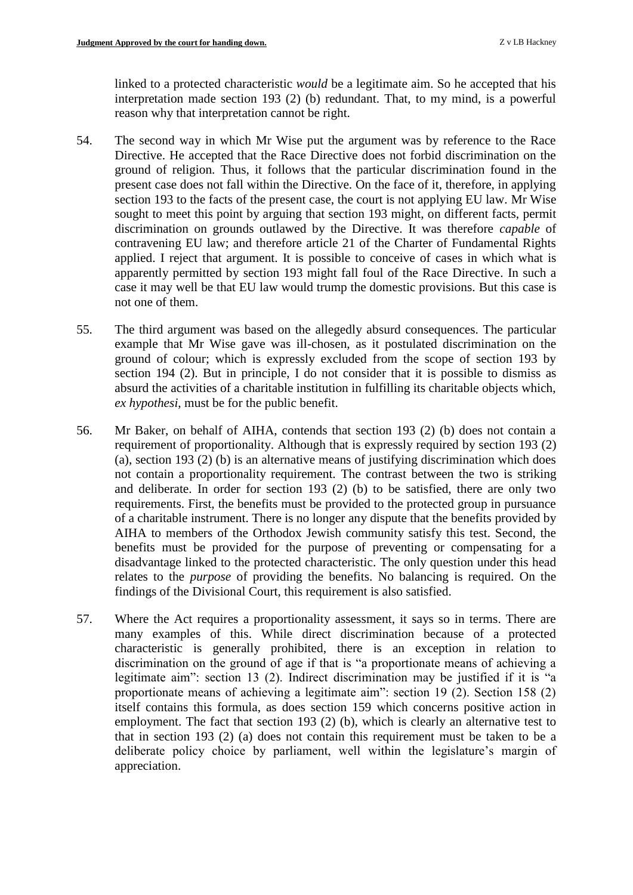linked to a protected characteristic *would* be a legitimate aim. So he accepted that his interpretation made section 193 (2) (b) redundant. That, to my mind, is a powerful reason why that interpretation cannot be right.

54. The second way in which Mr Wise put the argument was by reference to the Race Directive. He accepted that the Race Directive does not forbid discrimination on the ground of religion. Thus, it follows that the particular discrimination found in the present case does not fall within the Directive. On the face of it, therefore, in applying section 193 to the facts of the present case, the court is not applying EU law. Mr Wise sought to meet this point by arguing that section 193 might, on different facts, permit discrimination on grounds outlawed by the Directive. It was therefore *capable* of contravening EU law; and therefore article 21 of the Charter of Fundamental Rights applied. I reject that argument. It is possible to conceive of cases in which what is apparently permitted by section 193 might fall foul of the Race Directive. In such a case it may well be that EU law would trump the domestic provisions. But this case is not one of them.

55. The third argument was based on the allegedly absurd consequences. The particular example that Mr Wise gave was ill-chosen, as it postulated discrimination on the ground of colour; which is expressly excluded from the scope of section 193 by section 194 (2). But in principle, I do not consider that it is possible to dismiss as absurd the activities of a charitable institution in fulfilling its charitable objects which, *ex hypothesi*, must be for the public benefit.

56. Mr Baker, on behalf of AIHA, contends that section 193 (2) (b) does not contain a requirement of proportionality. Although that is expressly required by section 193 (2) (a), section 193 (2) (b) is an alternative means of justifying discrimination which does not contain a proportionality requirement. The contrast between the two is striking and deliberate. In order for section 193 (2) (b) to be satisfied, there are only two requirements. First, the benefits must be provided to the protected group in pursuance of a charitable instrument. There is no longer any dispute that the benefits provided by AIHA to members of the Orthodox Jewish community satisfy this test. Second, the benefits must be provided for the purpose of preventing or compensating for a disadvantage linked to the protected characteristic. The only question under this head relates to the *purpose* of providing the benefits. No balancing is required. On the findings of the Divisional Court, this requirement is also satisfied.

57. Where the Act requires a proportionality assessment, it says so in terms. There are many examples of this. While direct discrimination because of a protected characteristic is generally prohibited, there is an exception in relation to discrimination on the ground of age if that is "a proportionate means of achieving a legitimate aim": section 13 (2). Indirect discrimination may be justified if it is "a proportionate means of achieving a legitimate aim": section 19 (2). Section 158 (2) itself contains this formula, as does section 159 which concerns positive action in employment. The fact that section 193 (2) (b), which is clearly an alternative test to that in section 193 (2) (a) does not contain this requirement must be taken to be a deliberate policy choice by parliament, well within the legislature's margin of appreciation.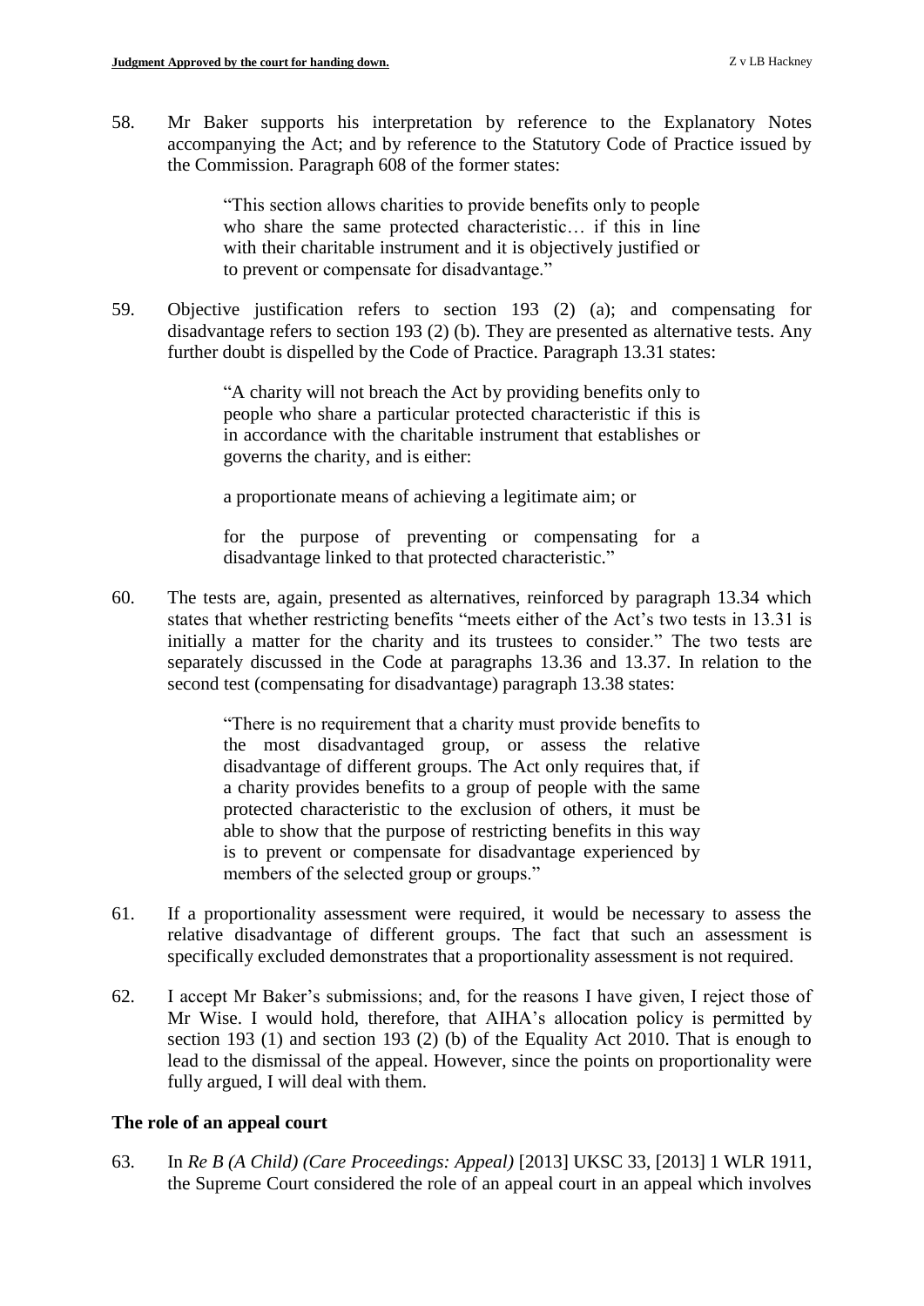58. Mr Baker supports his interpretation by reference to the Explanatory Notes accompanying the Act; and by reference to the Statutory Code of Practice issued by the Commission. Paragraph 608 of the former states:

> "This section allows charities to provide benefits only to people who share the same protected characteristic… if this in line with their charitable instrument and it is objectively justified or to prevent or compensate for disadvantage."

59. Objective justification refers to section 193 (2) (a); and compensating for disadvantage refers to section 193 (2) (b). They are presented as alternative tests. Any further doubt is dispelled by the Code of Practice. Paragraph 13.31 states:

> "A charity will not breach the Act by providing benefits only to people who share a particular protected characteristic if this is in accordance with the charitable instrument that establishes or governs the charity, and is either:
>
> a proportionate means of achieving a legitimate aim; or
>
> for the purpose of preventing or compensating for a disadvantage linked to that protected characteristic."

60. The tests are, again, presented as alternatives, reinforced by paragraph 13.34 which states that whether restricting benefits "meets either of the Act's two tests in 13.31 is initially a matter for the charity and its trustees to consider." The two tests are separately discussed in the Code at paragraphs 13.36 and 13.37. In relation to the second test (compensating for disadvantage) paragraph 13.38 states:

> "There is no requirement that a charity must provide benefits to the most disadvantaged group, or assess the relative disadvantage of different groups. The Act only requires that, if a charity provides benefits to a group of people with the same protected characteristic to the exclusion of others, it must be able to show that the purpose of restricting benefits in this way is to prevent or compensate for disadvantage experienced by members of the selected group or groups."

61. If a proportionality assessment were required, it would be necessary to assess the relative disadvantage of different groups. The fact that such an assessment is specifically excluded demonstrates that a proportionality assessment is not required.

62. I accept Mr Baker's submissions; and, for the reasons I have given, I reject those of Mr Wise. I would hold, therefore, that AIHA's allocation policy is permitted by section 193 (1) and section 193 (2) (b) of the Equality Act 2010. That is enough to lead to the dismissal of the appeal. However, since the points on proportionality were fully argued, I will deal with them.

**The role of an appeal court**

63. In *Re B (A Child) (Care Proceedings: Appeal)* [2013] UKSC 33, [2013] 1 WLR 1911, the Supreme Court considered the role of an appeal court in an appeal which involves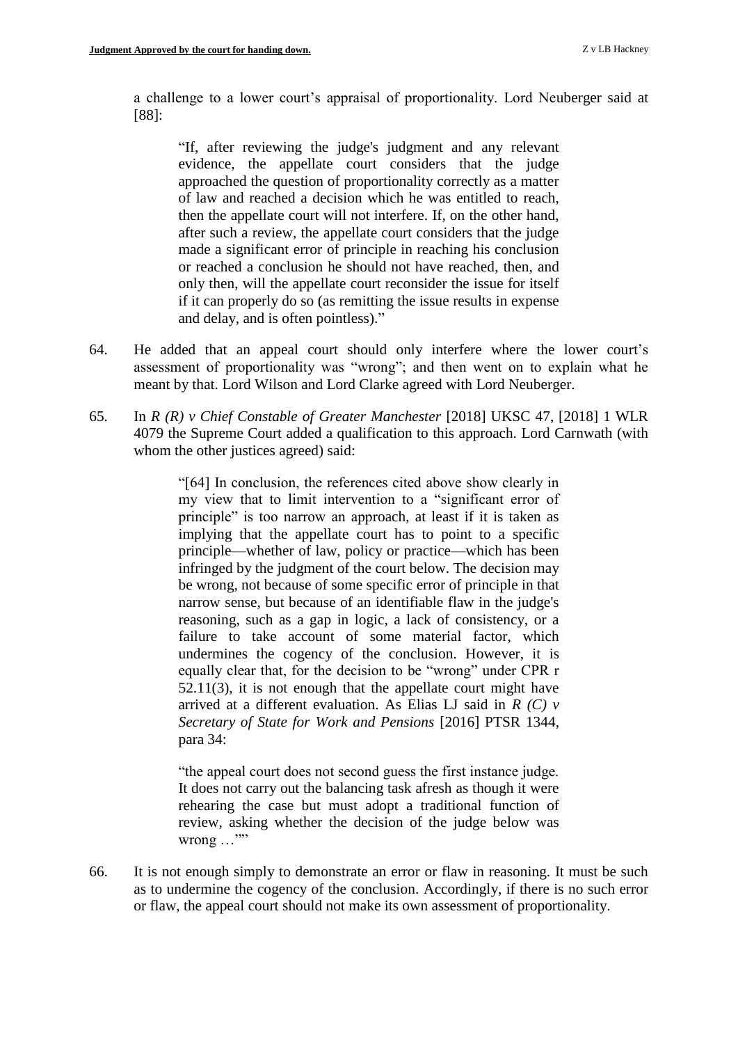a challenge to a lower court's appraisal of proportionality. Lord Neuberger said at [88]:

> "If, after reviewing the judge's judgment and any relevant evidence, the appellate court considers that the judge approached the question of proportionality correctly as a matter of law and reached a decision which he was entitled to reach, then the appellate court will not interfere. If, on the other hand, after such a review, the appellate court considers that the judge made a significant error of principle in reaching his conclusion or reached a conclusion he should not have reached, then, and only then, will the appellate court reconsider the issue for itself if it can properly do so (as remitting the issue results in expense and delay, and is often pointless)."

64. He added that an appeal court should only interfere where the lower court's assessment of proportionality was "wrong"; and then went on to explain what he meant by that. Lord Wilson and Lord Clarke agreed with Lord Neuberger.

65. In *R (R) v Chief Constable of Greater Manchester* [2018] UKSC 47, [2018] 1 WLR 4079 the Supreme Court added a qualification to this approach. Lord Carnwath (with whom the other justices agreed) said:

> "[64] In conclusion, the references cited above show clearly in my view that to limit intervention to a "significant error of principle" is too narrow an approach, at least if it is taken as implying that the appellate court has to point to a specific principle—whether of law, policy or practice—which has been infringed by the judgment of the court below. The decision may be wrong, not because of some specific error of principle in that narrow sense, but because of an identifiable flaw in the judge's reasoning, such as a gap in logic, a lack of consistency, or a failure to take account of some material factor, which undermines the cogency of the conclusion. However, it is equally clear that, for the decision to be "wrong" under CPR r 52.11(3), it is not enough that the appellate court might have arrived at a different evaluation. As Elias LJ said in *R (C) v Secretary of State for Work and Pensions* [2016] PTSR 1344, para 34:
>
> "the appeal court does not second guess the first instance judge. It does not carry out the balancing task afresh as though it were rehearing the case but must adopt a traditional function of review, asking whether the decision of the judge below was wrong …""

66. It is not enough simply to demonstrate an error or flaw in reasoning. It must be such as to undermine the cogency of the conclusion. Accordingly, if there is no such error or flaw, the appeal court should not make its own assessment of proportionality.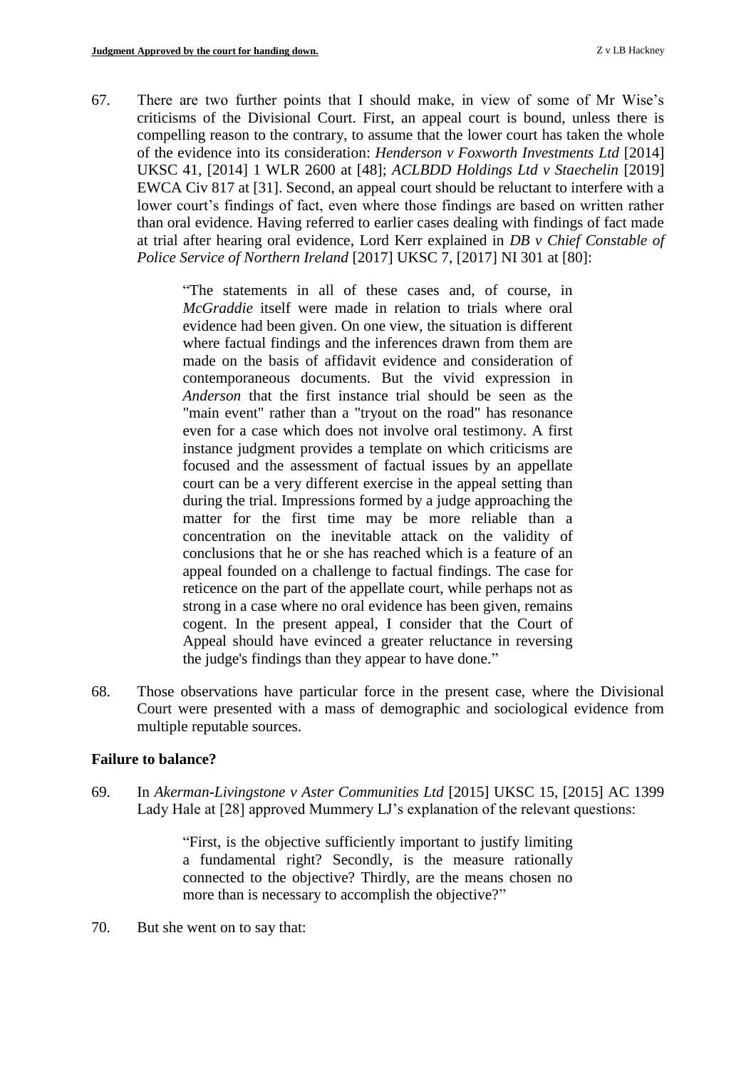67. There are two further points that I should make, in view of some of Mr Wise's criticisms of the Divisional Court. First, an appeal court is bound, unless there is compelling reason to the contrary, to assume that the lower court has taken the whole of the evidence into its consideration: *Henderson v Foxworth Investments Ltd* [2014] UKSC 41, [2014] 1 WLR 2600 at [48]; *ACLBDD Holdings Ltd v Staechelin* [2019] EWCA Civ 817 at [31]. Second, an appeal court should be reluctant to interfere with a lower court's findings of fact, even where those findings are based on written rather than oral evidence. Having referred to earlier cases dealing with findings of fact made at trial after hearing oral evidence, Lord Kerr explained in *DB v Chief Constable of Police Service of Northern Ireland* [2017] UKSC 7, [2017] NI 301 at [80]:

> "The statements in all of these cases and, of course, in *McGraddie* itself were made in relation to trials where oral evidence had been given. On one view, the situation is different where factual findings and the inferences drawn from them are made on the basis of affidavit evidence and consideration of contemporaneous documents. But the vivid expression in *Anderson* that the first instance trial should be seen as the "main event" rather than a "tryout on the road" has resonance even for a case which does not involve oral testimony. A first instance judgment provides a template on which criticisms are focused and the assessment of factual issues by an appellate court can be a very different exercise in the appeal setting than during the trial. Impressions formed by a judge approaching the matter for the first time may be more reliable than a concentration on the inevitable attack on the validity of conclusions that he or she has reached which is a feature of an appeal founded on a challenge to factual findings. The case for reticence on the part of the appellate court, while perhaps not as strong in a case where no oral evidence has been given, remains cogent. In the present appeal, I consider that the Court of Appeal should have evinced a greater reluctance in reversing the judge's findings than they appear to have done."

68. Those observations have particular force in the present case, where the Divisional Court were presented with a mass of demographic and sociological evidence from multiple reputable sources.

**Failure to balance?**

69. In *Akerman-Livingstone v Aster Communities Ltd* [2015] UKSC 15, [2015] AC 1399 Lady Hale at [28] approved Mummery LJ's explanation of the relevant questions:

> "First, is the objective sufficiently important to justify limiting a fundamental right? Secondly, is the measure rationally connected to the objective? Thirdly, are the means chosen no more than is necessary to accomplish the objective?"

70. But she went on to say that: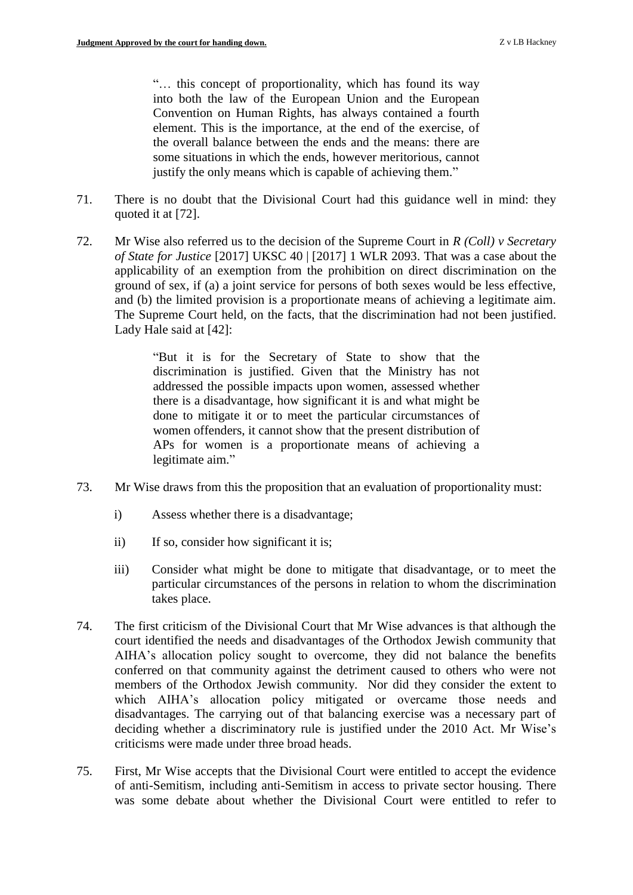> "… this concept of proportionality, which has found its way into both the law of the European Union and the European Convention on Human Rights, has always contained a fourth element. This is the importance, at the end of the exercise, of the overall balance between the ends and the means: there are some situations in which the ends, however meritorious, cannot justify the only means which is capable of achieving them."

71. There is no doubt that the Divisional Court had this guidance well in mind: they quoted it at [72].

72. Mr Wise also referred us to the decision of the Supreme Court in *R (Coll) v Secretary of State for Justice* [2017] UKSC 40 | [2017] 1 WLR 2093. That was a case about the applicability of an exemption from the prohibition on direct discrimination on the ground of sex, if (a) a joint service for persons of both sexes would be less effective, and (b) the limited provision is a proportionate means of achieving a legitimate aim. The Supreme Court held, on the facts, that the discrimination had not been justified. Lady Hale said at [42]:

> "But it is for the Secretary of State to show that the discrimination is justified. Given that the Ministry has not addressed the possible impacts upon women, assessed whether there is a disadvantage, how significant it is and what might be done to mitigate it or to meet the particular circumstances of women offenders, it cannot show that the present distribution of APs for women is a proportionate means of achieving a legitimate aim."

73. Mr Wise draws from this the proposition that an evaluation of proportionality must:

    i) Assess whether there is a disadvantage;

    ii) If so, consider how significant it is;

    iii) Consider what might be done to mitigate that disadvantage, or to meet the particular circumstances of the persons in relation to whom the discrimination takes place.

74. The first criticism of the Divisional Court that Mr Wise advances is that although the court identified the needs and disadvantages of the Orthodox Jewish community that AIHA's allocation policy sought to overcome, they did not balance the benefits conferred on that community against the detriment caused to others who were not members of the Orthodox Jewish community. Nor did they consider the extent to which AIHA's allocation policy mitigated or overcame those needs and disadvantages. The carrying out of that balancing exercise was a necessary part of deciding whether a discriminatory rule is justified under the 2010 Act. Mr Wise's criticisms were made under three broad heads.

75. First, Mr Wise accepts that the Divisional Court were entitled to accept the evidence of anti-Semitism, including anti-Semitism in access to private sector housing. There was some debate about whether the Divisional Court were entitled to refer to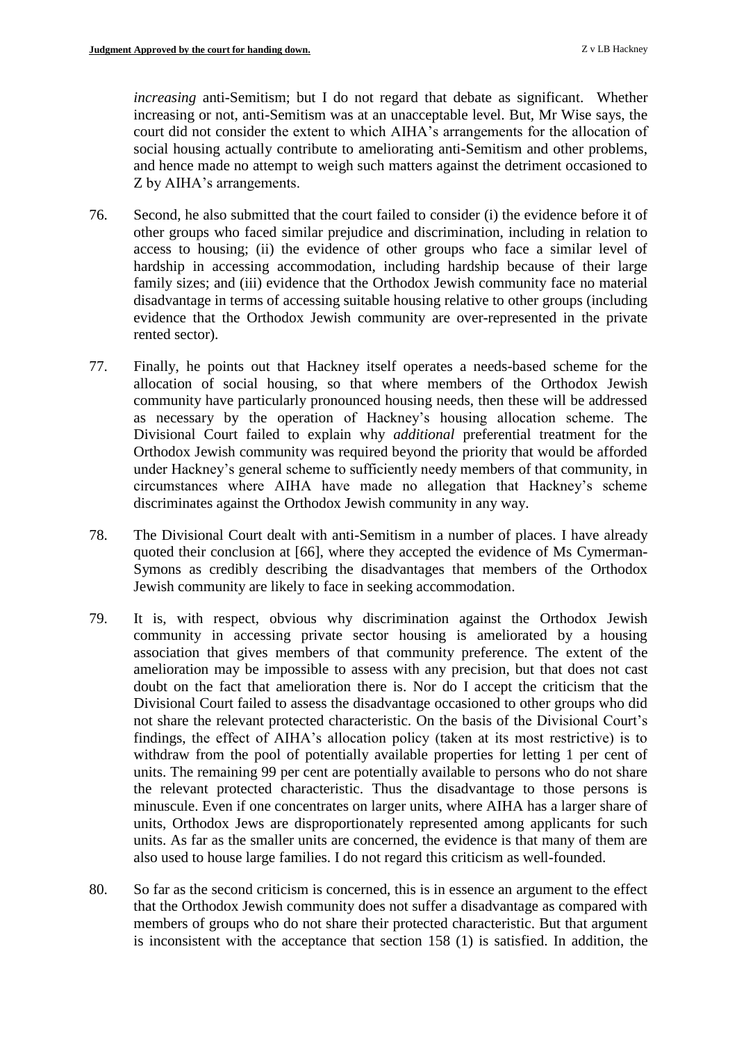*increasing* anti-Semitism; but I do not regard that debate as significant. Whether increasing or not, anti-Semitism was at an unacceptable level. But, Mr Wise says, the court did not consider the extent to which AIHA's arrangements for the allocation of social housing actually contribute to ameliorating anti-Semitism and other problems, and hence made no attempt to weigh such matters against the detriment occasioned to Z by AIHA's arrangements.

76. Second, he also submitted that the court failed to consider (i) the evidence before it of other groups who faced similar prejudice and discrimination, including in relation to access to housing; (ii) the evidence of other groups who face a similar level of hardship in accessing accommodation, including hardship because of their large family sizes; and (iii) evidence that the Orthodox Jewish community face no material disadvantage in terms of accessing suitable housing relative to other groups (including evidence that the Orthodox Jewish community are over-represented in the private rented sector).

77. Finally, he points out that Hackney itself operates a needs-based scheme for the allocation of social housing, so that where members of the Orthodox Jewish community have particularly pronounced housing needs, then these will be addressed as necessary by the operation of Hackney's housing allocation scheme. The Divisional Court failed to explain why *additional* preferential treatment for the Orthodox Jewish community was required beyond the priority that would be afforded under Hackney's general scheme to sufficiently needy members of that community, in circumstances where AIHA have made no allegation that Hackney's scheme discriminates against the Orthodox Jewish community in any way.

78. The Divisional Court dealt with anti-Semitism in a number of places. I have already quoted their conclusion at [66], where they accepted the evidence of Ms Cymerman-Symons as credibly describing the disadvantages that members of the Orthodox Jewish community are likely to face in seeking accommodation.

79. It is, with respect, obvious why discrimination against the Orthodox Jewish community in accessing private sector housing is ameliorated by a housing association that gives members of that community preference. The extent of the amelioration may be impossible to assess with any precision, but that does not cast doubt on the fact that amelioration there is. Nor do I accept the criticism that the Divisional Court failed to assess the disadvantage occasioned to other groups who did not share the relevant protected characteristic. On the basis of the Divisional Court's findings, the effect of AIHA's allocation policy (taken at its most restrictive) is to withdraw from the pool of potentially available properties for letting 1 per cent of units. The remaining 99 per cent are potentially available to persons who do not share the relevant protected characteristic. Thus the disadvantage to those persons is minuscule. Even if one concentrates on larger units, where AIHA has a larger share of units, Orthodox Jews are disproportionately represented among applicants for such units. As far as the smaller units are concerned, the evidence is that many of them are also used to house large families. I do not regard this criticism as well-founded.

80. So far as the second criticism is concerned, this is in essence an argument to the effect that the Orthodox Jewish community does not suffer a disadvantage as compared with members of groups who do not share their protected characteristic. But that argument is inconsistent with the acceptance that section 158 (1) is satisfied. In addition, the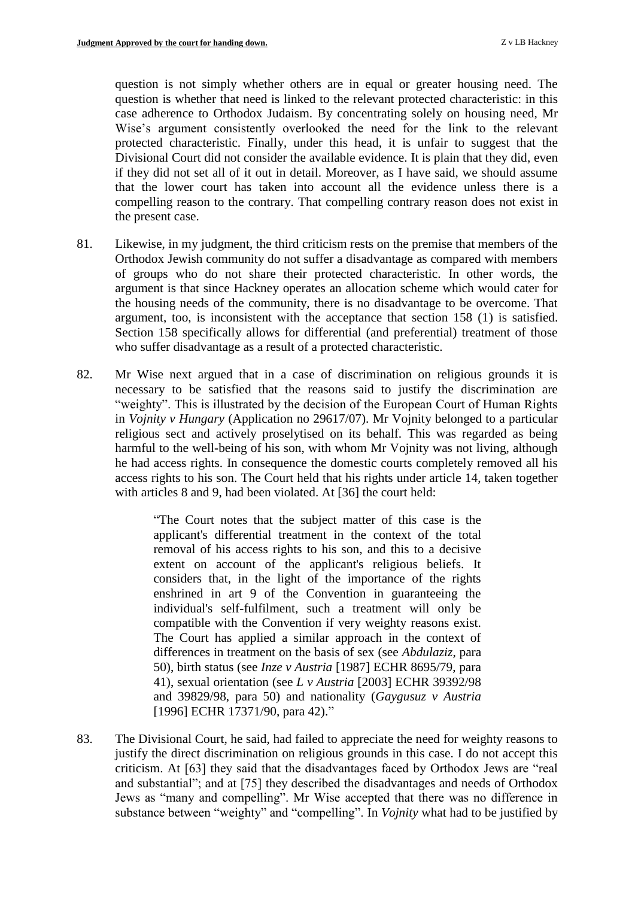question is not simply whether others are in equal or greater housing need. The question is whether that need is linked to the relevant protected characteristic: in this case adherence to Orthodox Judaism. By concentrating solely on housing need, Mr Wise's argument consistently overlooked the need for the link to the relevant protected characteristic. Finally, under this head, it is unfair to suggest that the Divisional Court did not consider the available evidence. It is plain that they did, even if they did not set all of it out in detail. Moreover, as I have said, we should assume that the lower court has taken into account all the evidence unless there is a compelling reason to the contrary. That compelling contrary reason does not exist in the present case.

81. Likewise, in my judgment, the third criticism rests on the premise that members of the Orthodox Jewish community do not suffer a disadvantage as compared with members of groups who do not share their protected characteristic. In other words, the argument is that since Hackney operates an allocation scheme which would cater for the housing needs of the community, there is no disadvantage to be overcome. That argument, too, is inconsistent with the acceptance that section 158 (1) is satisfied. Section 158 specifically allows for differential (and preferential) treatment of those who suffer disadvantage as a result of a protected characteristic.

82. Mr Wise next argued that in a case of discrimination on religious grounds it is necessary to be satisfied that the reasons said to justify the discrimination are "weighty". This is illustrated by the decision of the European Court of Human Rights in *Vojnity v Hungary* (Application no 29617/07). Mr Vojnity belonged to a particular religious sect and actively proselytised on its behalf. This was regarded as being harmful to the well-being of his son, with whom Mr Vojnity was not living, although he had access rights. In consequence the domestic courts completely removed all his access rights to his son. The Court held that his rights under article 14, taken together with articles 8 and 9, had been violated. At [36] the court held:

> "The Court notes that the subject matter of this case is the applicant's differential treatment in the context of the total removal of his access rights to his son, and this to a decisive extent on account of the applicant's religious beliefs. It considers that, in the light of the importance of the rights enshrined in art 9 of the Convention in guaranteeing the individual's self-fulfilment, such a treatment will only be compatible with the Convention if very weighty reasons exist. The Court has applied a similar approach in the context of differences in treatment on the basis of sex (see *Abdulaziz*, para 50), birth status (see *Inze v Austria* [1987] ECHR 8695/79, para 41), sexual orientation (see *L v Austria* [2003] ECHR 39392/98 and 39829/98, para 50) and nationality (*Gaygusuz v Austria* [1996] ECHR 17371/90, para 42)."

83. The Divisional Court, he said, had failed to appreciate the need for weighty reasons to justify the direct discrimination on religious grounds in this case. I do not accept this criticism. At [63] they said that the disadvantages faced by Orthodox Jews are "real and substantial"; and at [75] they described the disadvantages and needs of Orthodox Jews as "many and compelling". Mr Wise accepted that there was no difference in substance between "weighty" and "compelling". In *Vojnity* what had to be justified by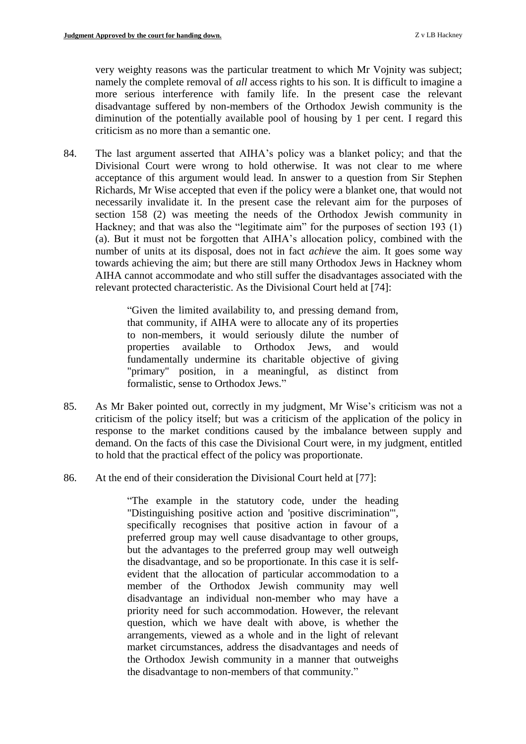very weighty reasons was the particular treatment to which Mr Vojnity was subject; namely the complete removal of *all* access rights to his son. It is difficult to imagine a more serious interference with family life. In the present case the relevant disadvantage suffered by non-members of the Orthodox Jewish community is the diminution of the potentially available pool of housing by 1 per cent. I regard this criticism as no more than a semantic one.

84. The last argument asserted that AIHA's policy was a blanket policy; and that the Divisional Court were wrong to hold otherwise. It was not clear to me where acceptance of this argument would lead. In answer to a question from Sir Stephen Richards, Mr Wise accepted that even if the policy were a blanket one, that would not necessarily invalidate it. In the present case the relevant aim for the purposes of section 158 (2) was meeting the needs of the Orthodox Jewish community in Hackney; and that was also the "legitimate aim" for the purposes of section 193 (1) (a). But it must not be forgotten that AIHA's allocation policy, combined with the number of units at its disposal, does not in fact *achieve* the aim. It goes some way towards achieving the aim; but there are still many Orthodox Jews in Hackney whom AIHA cannot accommodate and who still suffer the disadvantages associated with the relevant protected characteristic. As the Divisional Court held at [74]:

> "Given the limited availability to, and pressing demand from, that community, if AIHA were to allocate any of its properties to non-members, it would seriously dilute the number of properties available to Orthodox Jews, and would fundamentally undermine its charitable objective of giving "primary" position, in a meaningful, as distinct from formalistic, sense to Orthodox Jews."

85. As Mr Baker pointed out, correctly in my judgment, Mr Wise's criticism was not a criticism of the policy itself; but was a criticism of the application of the policy in response to the market conditions caused by the imbalance between supply and demand. On the facts of this case the Divisional Court were, in my judgment, entitled to hold that the practical effect of the policy was proportionate.

86. At the end of their consideration the Divisional Court held at [77]:

> "The example in the statutory code, under the heading "Distinguishing positive action and 'positive discrimination'", specifically recognises that positive action in favour of a preferred group may well cause disadvantage to other groups, but the advantages to the preferred group may well outweigh the disadvantage, and so be proportionate. In this case it is self-evident that the allocation of particular accommodation to a member of the Orthodox Jewish community may well disadvantage an individual non-member who may have a priority need for such accommodation. However, the relevant question, which we have dealt with above, is whether the arrangements, viewed as a whole and in the light of relevant market circumstances, address the disadvantages and needs of the Orthodox Jewish community in a manner that outweighs the disadvantage to non-members of that community."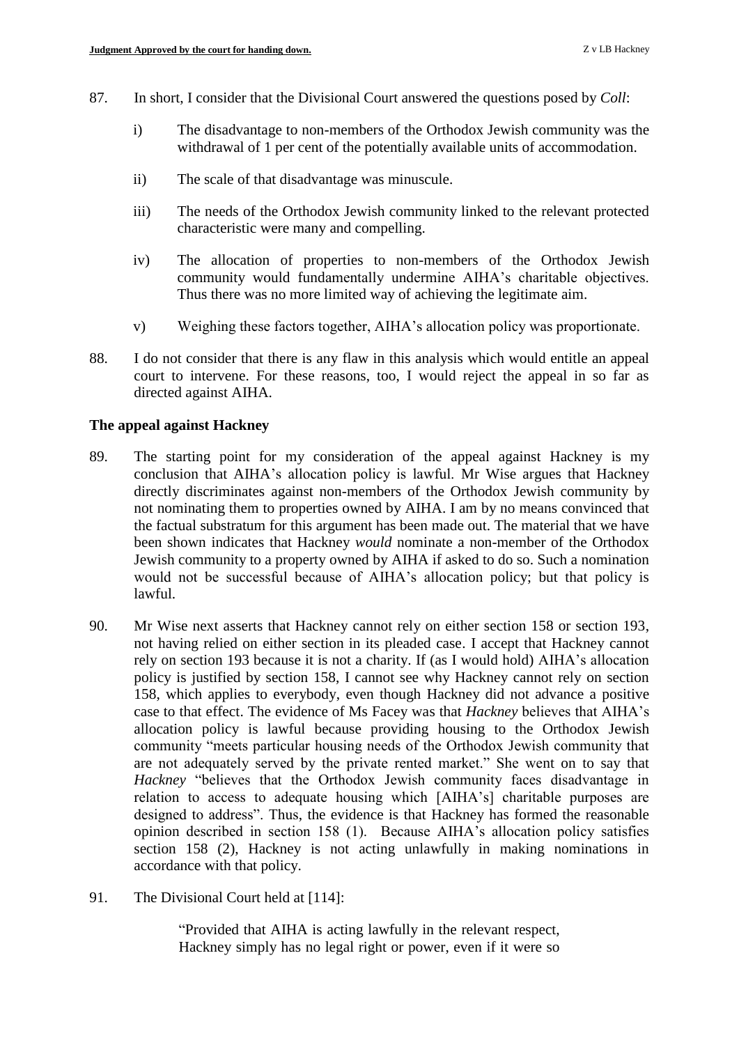87. In short, I consider that the Divisional Court answered the questions posed by *Coll*:

    i) The disadvantage to non-members of the Orthodox Jewish community was the withdrawal of 1 per cent of the potentially available units of accommodation.

    ii) The scale of that disadvantage was minuscule.

    iii) The needs of the Orthodox Jewish community linked to the relevant protected characteristic were many and compelling.

    iv) The allocation of properties to non-members of the Orthodox Jewish community would fundamentally undermine AIHA's charitable objectives. Thus there was no more limited way of achieving the legitimate aim.

    v) Weighing these factors together, AIHA's allocation policy was proportionate.

88. I do not consider that there is any flaw in this analysis which would entitle an appeal court to intervene. For these reasons, too, I would reject the appeal in so far as directed against AIHA.

**The appeal against Hackney**

89. The starting point for my consideration of the appeal against Hackney is my conclusion that AIHA's allocation policy is lawful. Mr Wise argues that Hackney directly discriminates against non-members of the Orthodox Jewish community by not nominating them to properties owned by AIHA. I am by no means convinced that the factual substratum for this argument has been made out. The material that we have been shown indicates that Hackney *would* nominate a non-member of the Orthodox Jewish community to a property owned by AIHA if asked to do so. Such a nomination would not be successful because of AIHA's allocation policy; but that policy is lawful.

90. Mr Wise next asserts that Hackney cannot rely on either section 158 or section 193, not having relied on either section in its pleaded case. I accept that Hackney cannot rely on section 193 because it is not a charity. If (as I would hold) AIHA's allocation policy is justified by section 158, I cannot see why Hackney cannot rely on section 158, which applies to everybody, even though Hackney did not advance a positive case to that effect. The evidence of Ms Facey was that *Hackney* believes that AIHA's allocation policy is lawful because providing housing to the Orthodox Jewish community "meets particular housing needs of the Orthodox Jewish community that are not adequately served by the private rented market." She went on to say that *Hackney* "believes that the Orthodox Jewish community faces disadvantage in relation to access to adequate housing which [AIHA's] charitable purposes are designed to address". Thus, the evidence is that Hackney has formed the reasonable opinion described in section 158 (1). Because AIHA's allocation policy satisfies section 158 (2), Hackney is not acting unlawfully in making nominations in accordance with that policy.

91. The Divisional Court held at [114]:

> "Provided that AIHA is acting lawfully in the relevant respect, Hackney simply has no legal right or power, even if it were so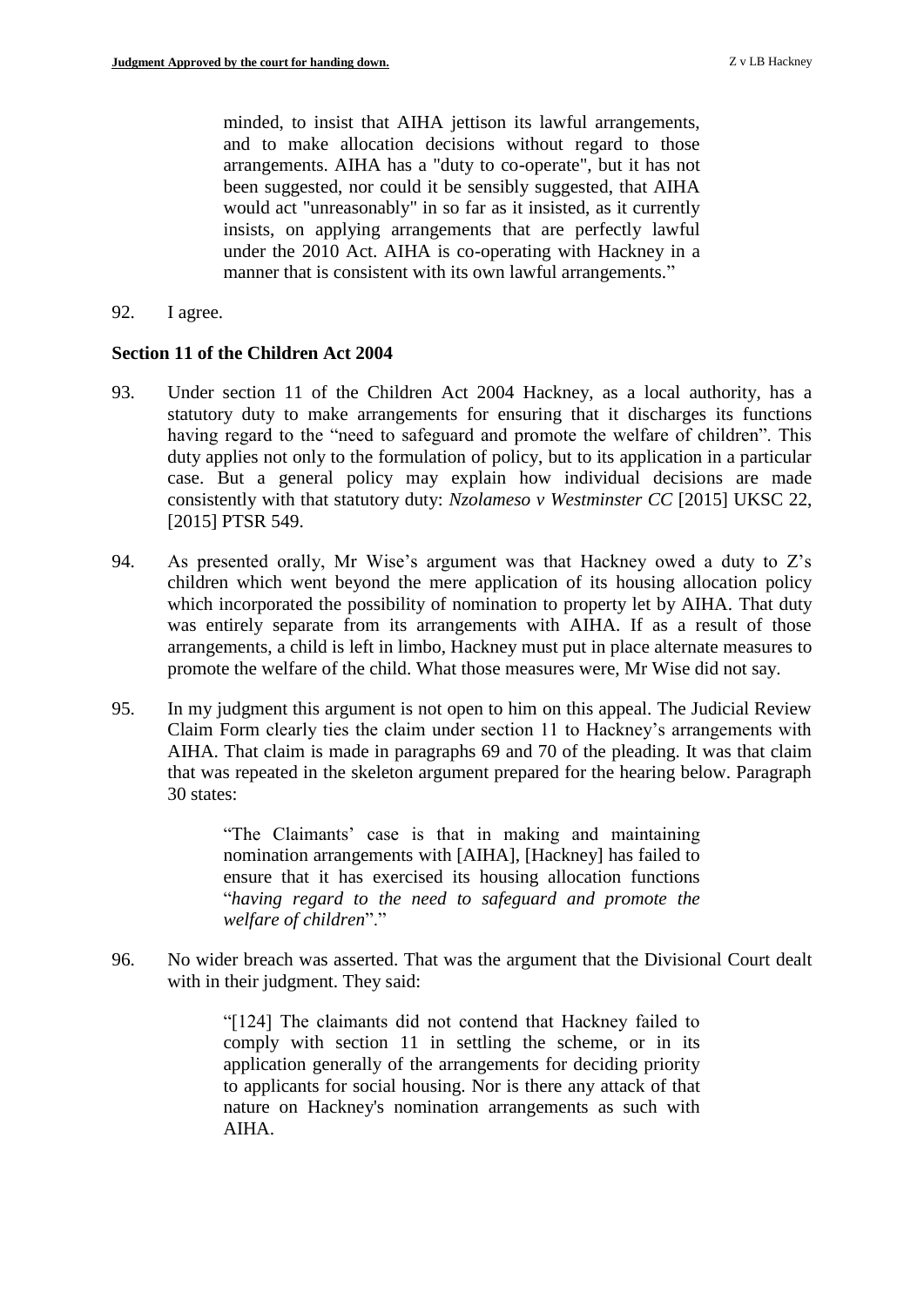> minded, to insist that AIHA jettison its lawful arrangements, and to make allocation decisions without regard to those arrangements. AIHA has a "duty to co-operate", but it has not been suggested, nor could it be sensibly suggested, that AIHA would act "unreasonably" in so far as it insisted, as it currently insists, on applying arrangements that are perfectly lawful under the 2010 Act. AIHA is co-operating with Hackney in a manner that is consistent with its own lawful arrangements."

92. I agree.

**Section 11 of the Children Act 2004**

93. Under section 11 of the Children Act 2004 Hackney, as a local authority, has a statutory duty to make arrangements for ensuring that it discharges its functions having regard to the "need to safeguard and promote the welfare of children". This duty applies not only to the formulation of policy, but to its application in a particular case. But a general policy may explain how individual decisions are made consistently with that statutory duty: *Nzolameso v Westminster CC* [2015] UKSC 22, [2015] PTSR 549.

94. As presented orally, Mr Wise's argument was that Hackney owed a duty to Z's children which went beyond the mere application of its housing allocation policy which incorporated the possibility of nomination to property let by AIHA. That duty was entirely separate from its arrangements with AIHA. If as a result of those arrangements, a child is left in limbo, Hackney must put in place alternate measures to promote the welfare of the child. What those measures were, Mr Wise did not say.

95. In my judgment this argument is not open to him on this appeal. The Judicial Review Claim Form clearly ties the claim under section 11 to Hackney's arrangements with AIHA. That claim is made in paragraphs 69 and 70 of the pleading. It was that claim that was repeated in the skeleton argument prepared for the hearing below. Paragraph 30 states:

> "The Claimants' case is that in making and maintaining nomination arrangements with [AIHA], [Hackney] has failed to ensure that it has exercised its housing allocation functions "*having regard to the need to safeguard and promote the welfare of children*"."

96. No wider breach was asserted. That was the argument that the Divisional Court dealt with in their judgment. They said:

> "[124] The claimants did not contend that Hackney failed to comply with section 11 in settling the scheme, or in its application generally of the arrangements for deciding priority to applicants for social housing. Nor is there any attack of that nature on Hackney's nomination arrangements as such with AIHA.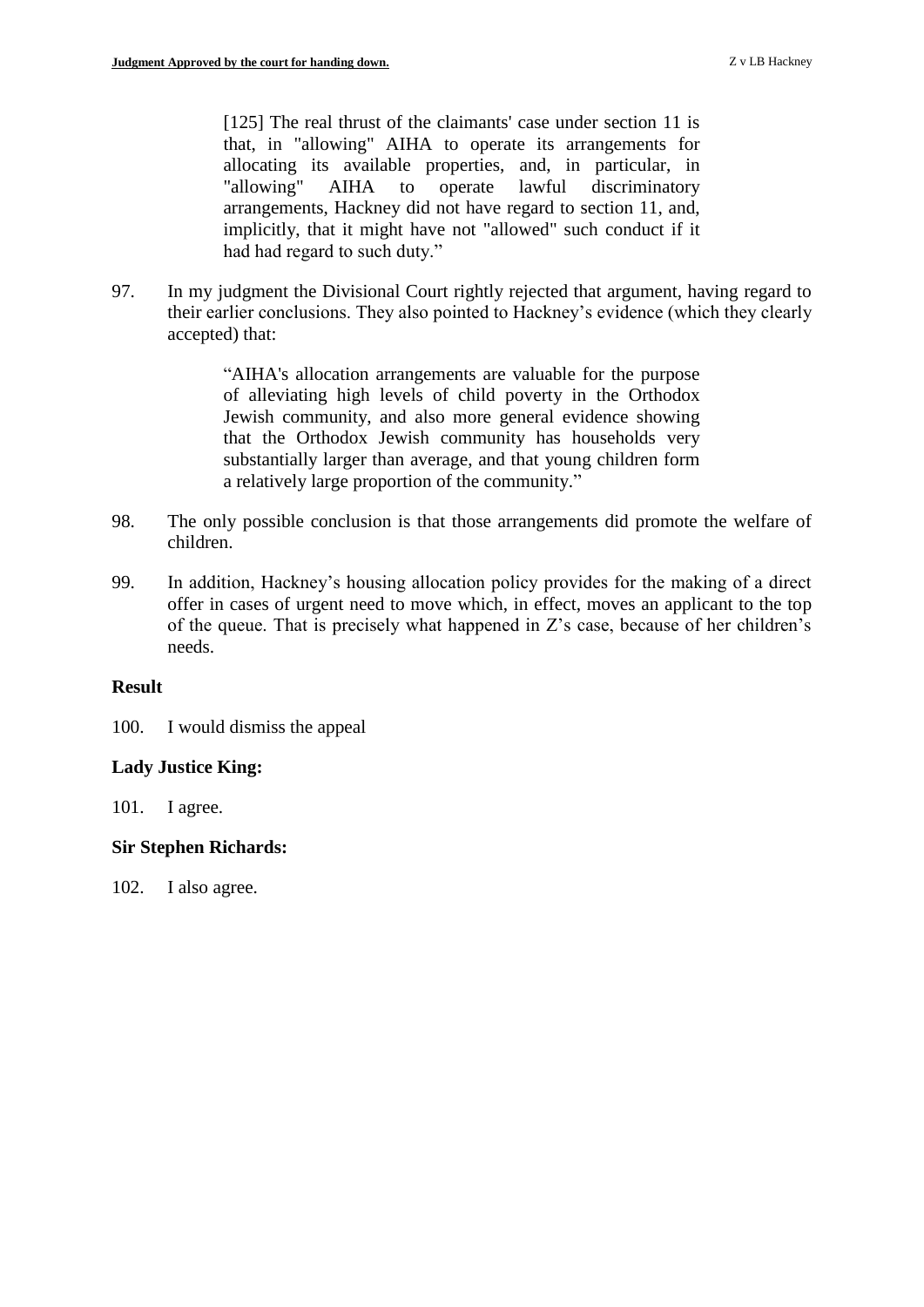> [125] The real thrust of the claimants' case under section 11 is that, in "allowing" AIHA to operate its arrangements for allocating its available properties, and, in particular, in "allowing" AIHA to operate lawful discriminatory arrangements, Hackney did not have regard to section 11, and, implicitly, that it might have not "allowed" such conduct if it had had regard to such duty."

97. In my judgment the Divisional Court rightly rejected that argument, having regard to their earlier conclusions. They also pointed to Hackney's evidence (which they clearly accepted) that:

> "AIHA's allocation arrangements are valuable for the purpose of alleviating high levels of child poverty in the Orthodox Jewish community, and also more general evidence showing that the Orthodox Jewish community has households very substantially larger than average, and that young children form a relatively large proportion of the community."

98. The only possible conclusion is that those arrangements did promote the welfare of children.

99. In addition, Hackney's housing allocation policy provides for the making of a direct offer in cases of urgent need to move which, in effect, moves an applicant to the top of the queue. That is precisely what happened in Z's case, because of her children's needs.

**Result**

100. I would dismiss the appeal

**Lady Justice King:**

101. I agree.

**Sir Stephen Richards:**

102. I also agree.